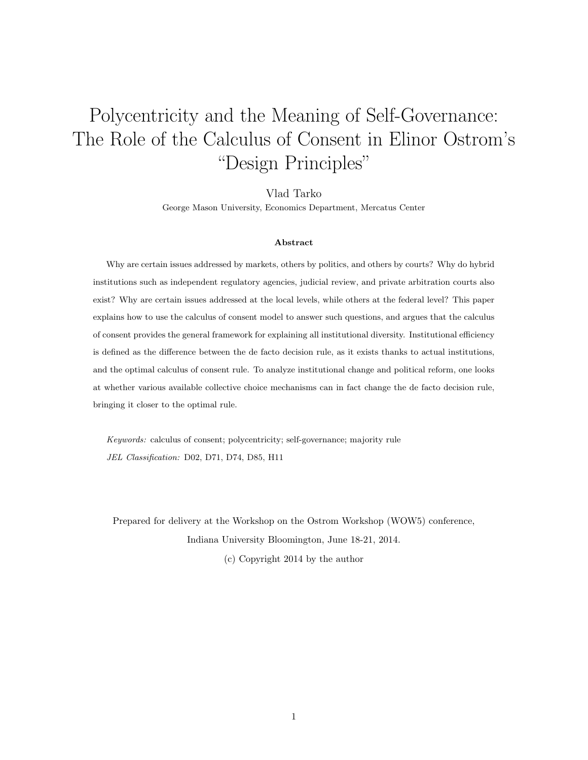# Polycentricity and the Meaning of Self-Governance: The Role of the Calculus of Consent in Elinor Ostrom's "Design Principles"

Vlad Tarko

George Mason University, Economics Department, Mercatus Center

### Abstract

Why are certain issues addressed by markets, others by politics, and others by courts? Why do hybrid institutions such as independent regulatory agencies, judicial review, and private arbitration courts also exist? Why are certain issues addressed at the local levels, while others at the federal level? This paper explains how to use the calculus of consent model to answer such questions, and argues that the calculus of consent provides the general framework for explaining all institutional diversity. Institutional efficiency is defined as the difference between the de facto decision rule, as it exists thanks to actual institutions, and the optimal calculus of consent rule. To analyze institutional change and political reform, one looks at whether various available collective choice mechanisms can in fact change the de facto decision rule, bringing it closer to the optimal rule.

*Keywords:* calculus of consent; polycentricity; self-governance; majority rule

*JEL Classification:* D02, D71, D74, D85, H11

Prepared for delivery at the Workshop on the Ostrom Workshop (WOW5) conference, Indiana University Bloomington, June 18-21, 2014.

(c) Copyright 2014 by the author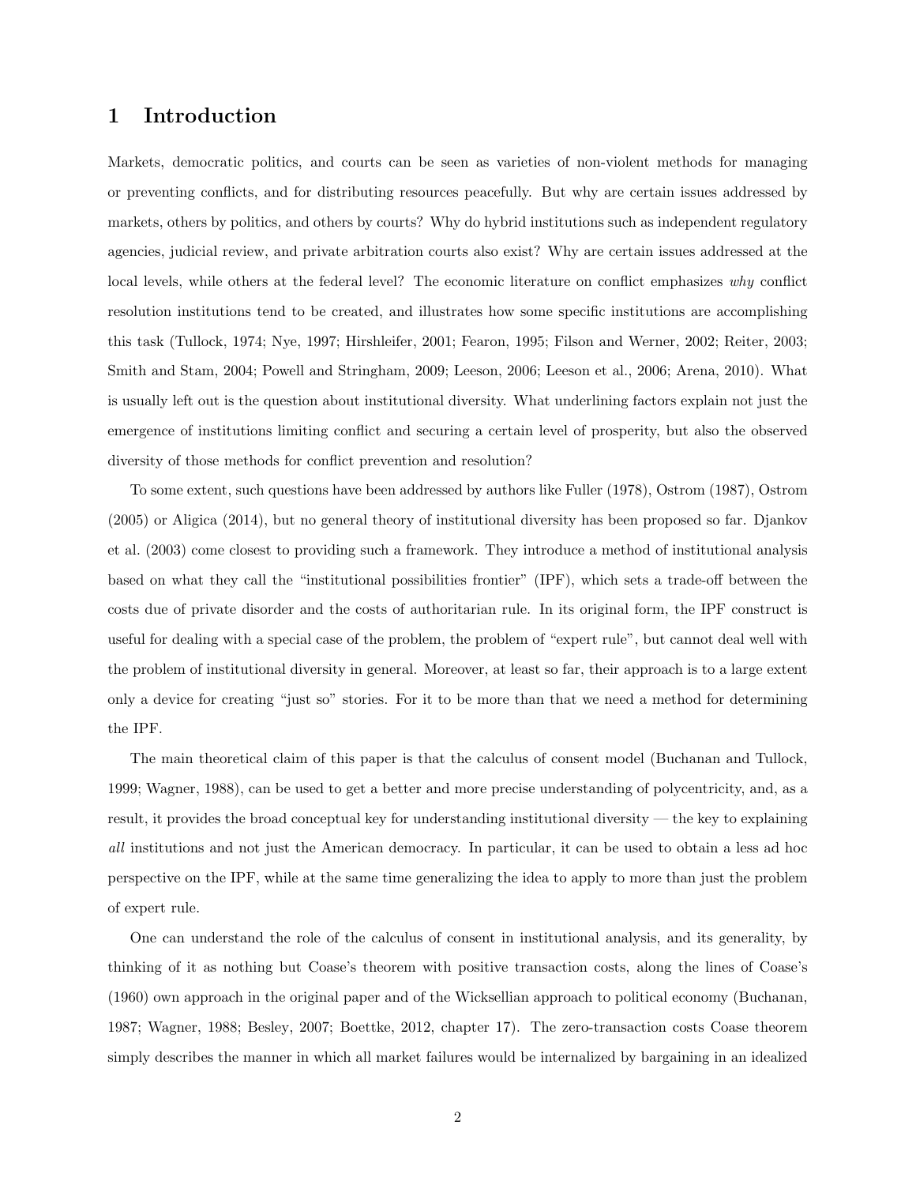# 1 Introduction

Markets, democratic politics, and courts can be seen as varieties of non-violent methods for managing or preventing conflicts, and for distributing resources peacefully. But why are certain issues addressed by markets, others by politics, and others by courts? Why do hybrid institutions such as independent regulatory agencies, judicial review, and private arbitration courts also exist? Why are certain issues addressed at the local levels, while others at the federal level? The economic literature on conflict emphasizes *why* conflict resolution institutions tend to be created, and illustrates how some specific institutions are accomplishing this task (Tullock, 1974; Nye, 1997; Hirshleifer, 2001; Fearon, 1995; Filson and Werner, 2002; Reiter, 2003; Smith and Stam, 2004; Powell and Stringham, 2009; Leeson, 2006; Leeson et al., 2006; Arena, 2010). What is usually left out is the question about institutional diversity. What underlining factors explain not just the emergence of institutions limiting conflict and securing a certain level of prosperity, but also the observed diversity of those methods for conflict prevention and resolution?

To some extent, such questions have been addressed by authors like Fuller (1978), Ostrom (1987), Ostrom (2005) or Aligica (2014), but no general theory of institutional diversity has been proposed so far. Djankov et al. (2003) come closest to providing such a framework. They introduce a method of institutional analysis based on what they call the "institutional possibilities frontier" (IPF), which sets a trade-off between the costs due of private disorder and the costs of authoritarian rule. In its original form, the IPF construct is useful for dealing with a special case of the problem, the problem of "expert rule", but cannot deal well with the problem of institutional diversity in general. Moreover, at least so far, their approach is to a large extent only a device for creating "just so" stories. For it to be more than that we need a method for determining the IPF.

The main theoretical claim of this paper is that the calculus of consent model (Buchanan and Tullock, 1999; Wagner, 1988), can be used to get a better and more precise understanding of polycentricity, and, as a result, it provides the broad conceptual key for understanding institutional diversity — the key to explaining *all* institutions and not just the American democracy. In particular, it can be used to obtain a less ad hoc perspective on the IPF, while at the same time generalizing the idea to apply to more than just the problem of expert rule.

One can understand the role of the calculus of consent in institutional analysis, and its generality, by thinking of it as nothing but Coase's theorem with positive transaction costs, along the lines of Coase's (1960) own approach in the original paper and of the Wicksellian approach to political economy (Buchanan, 1987; Wagner, 1988; Besley, 2007; Boettke, 2012, chapter 17). The zero-transaction costs Coase theorem simply describes the manner in which all market failures would be internalized by bargaining in an idealized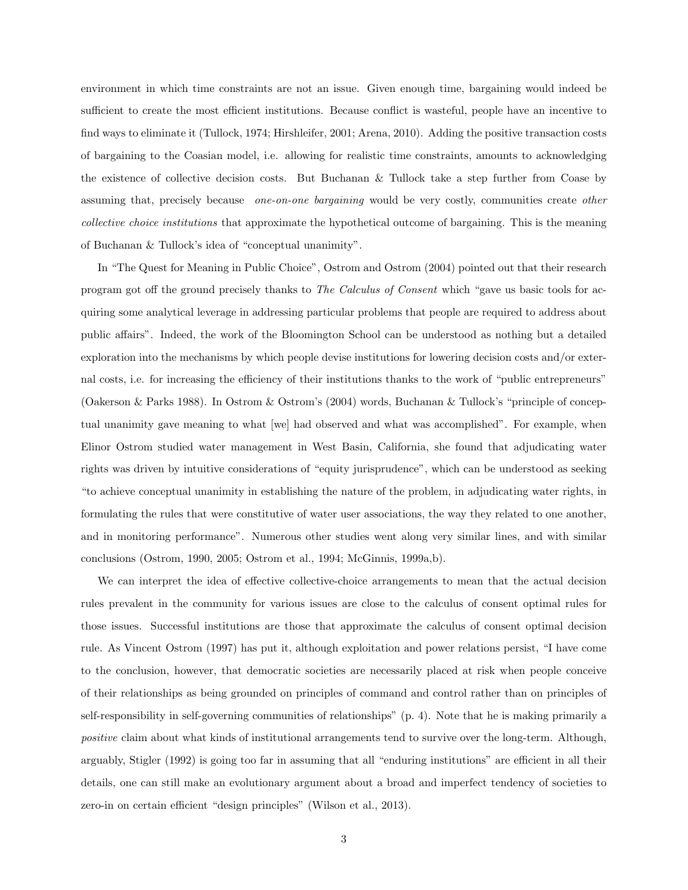environment in which time constraints are not an issue. Given enough time, bargaining would indeed be sufficient to create the most efficient institutions. Because conflict is wasteful, people have an incentive to find ways to eliminate it (Tullock, 1974; Hirshleifer, 2001; Arena, 2010). Adding the positive transaction costs of bargaining to the Coasian model, i.e. allowing for realistic time constraints, amounts to acknowledging the existence of collective decision costs. But Buchanan & Tullock take a step further from Coase by assuming that, precisely because *one-on-one bargaining* would be very costly, communities create *other collective choice institutions* that approximate the hypothetical outcome of bargaining. This is the meaning of Buchanan & Tullock's idea of "conceptual unanimity".

In "The Quest for Meaning in Public Choice", Ostrom and Ostrom (2004) pointed out that their research program got off the ground precisely thanks to *The Calculus of Consent* which "gave us basic tools for acquiring some analytical leverage in addressing particular problems that people are required to address about public affairs". Indeed, the work of the Bloomington School can be understood as nothing but a detailed exploration into the mechanisms by which people devise institutions for lowering decision costs and/or external costs, i.e. for increasing the efficiency of their institutions thanks to the work of "public entrepreneurs" (Oakerson & Parks 1988). In Ostrom & Ostrom's (2004) words, Buchanan & Tullock's "principle of conceptual unanimity gave meaning to what [we] had observed and what was accomplished". For example, when Elinor Ostrom studied water management in West Basin, California, she found that adjudicating water rights was driven by intuitive considerations of "equity jurisprudence", which can be understood as seeking "to achieve conceptual unanimity in establishing the nature of the problem, in adjudicating water rights, in formulating the rules that were constitutive of water user associations, the way they related to one another, and in monitoring performance". Numerous other studies went along very similar lines, and with similar conclusions (Ostrom, 1990, 2005; Ostrom et al., 1994; McGinnis, 1999a,b).

We can interpret the idea of effective collective-choice arrangements to mean that the actual decision rules prevalent in the community for various issues are close to the calculus of consent optimal rules for those issues. Successful institutions are those that approximate the calculus of consent optimal decision rule. As Vincent Ostrom (1997) has put it, although exploitation and power relations persist, "I have come to the conclusion, however, that democratic societies are necessarily placed at risk when people conceive of their relationships as being grounded on principles of command and control rather than on principles of self-responsibility in self-governing communities of relationships" (p. 4). Note that he is making primarily a *positive* claim about what kinds of institutional arrangements tend to survive over the long-term. Although, arguably, Stigler (1992) is going too far in assuming that all "enduring institutions" are efficient in all their details, one can still make an evolutionary argument about a broad and imperfect tendency of societies to zero-in on certain efficient "design principles" (Wilson et al., 2013).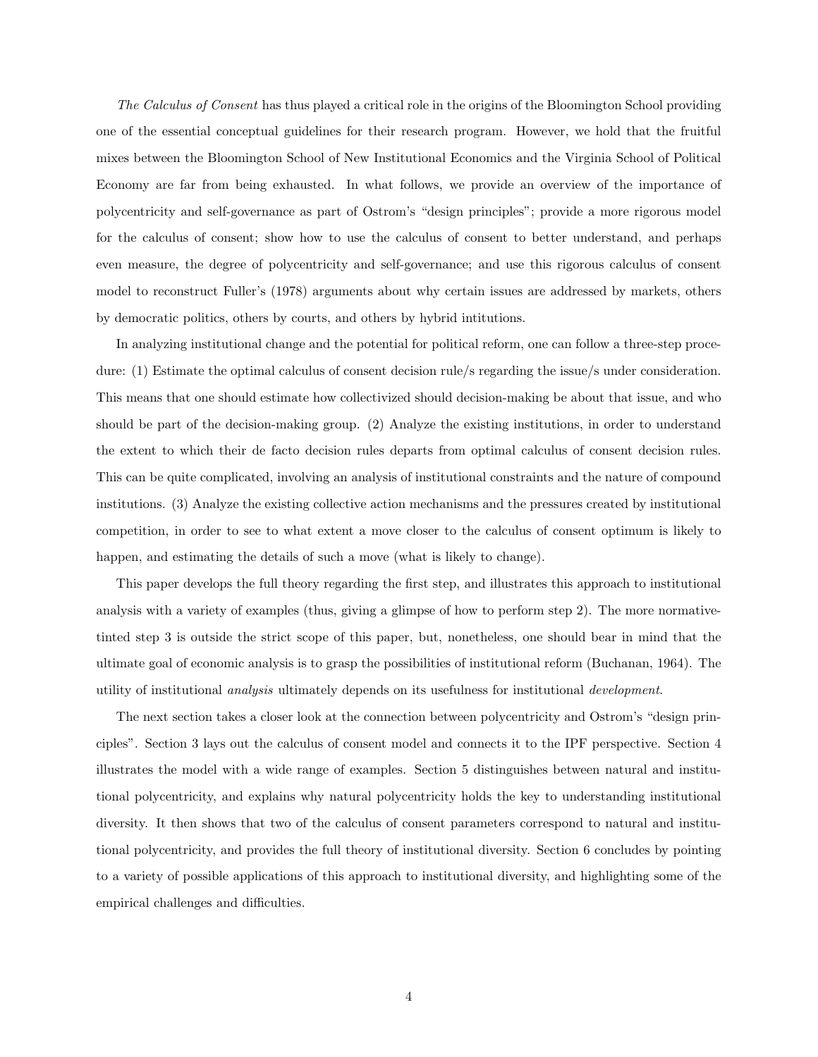*The Calculus of Consent* has thus played a critical role in the origins of the Bloomington School providing one of the essential conceptual guidelines for their research program. However, we hold that the fruitful mixes between the Bloomington School of New Institutional Economics and the Virginia School of Political Economy are far from being exhausted. In what follows, we provide an overview of the importance of polycentricity and self-governance as part of Ostrom's "design principles"; provide a more rigorous model for the calculus of consent; show how to use the calculus of consent to better understand, and perhaps even measure, the degree of polycentricity and self-governance; and use this rigorous calculus of consent model to reconstruct Fuller's (1978) arguments about why certain issues are addressed by markets, others by democratic politics, others by courts, and others by hybrid intitutions.

In analyzing institutional change and the potential for political reform, one can follow a three-step procedure: (1) Estimate the optimal calculus of consent decision rule/s regarding the issue/s under consideration. This means that one should estimate how collectivized should decision-making be about that issue, and who should be part of the decision-making group. (2) Analyze the existing institutions, in order to understand the extent to which their de facto decision rules departs from optimal calculus of consent decision rules. This can be quite complicated, involving an analysis of institutional constraints and the nature of compound institutions. (3) Analyze the existing collective action mechanisms and the pressures created by institutional competition, in order to see to what extent a move closer to the calculus of consent optimum is likely to happen, and estimating the details of such a move (what is likely to change).

This paper develops the full theory regarding the first step, and illustrates this approach to institutional analysis with a variety of examples (thus, giving a glimpse of how to perform step 2). The more normative-tinted step 3 is outside the strict scope of this paper, but, nonetheless, one should bear in mind that the ultimate goal of economic analysis is to grasp the possibilities of institutional reform (Buchanan, 1964). The utility of institutional *analysis* ultimately depends on its usefulness for institutional *development*.

The next section takes a closer look at the connection between polycentricity and Ostrom's "design principles". Section 3 lays out the calculus of consent model and connects it to the IPF perspective. Section 4 illustrates the model with a wide range of examples. Section 5 distinguishes between natural and institutional polycentricity, and explains why natural polycentricity holds the key to understanding institutional diversity. It then shows that two of the calculus of consent parameters correspond to natural and institutional polycentricity, and provides the full theory of institutional diversity. Section 6 concludes by pointing to a variety of possible applications of this approach to institutional diversity, and highlighting some of the empirical challenges and difficulties.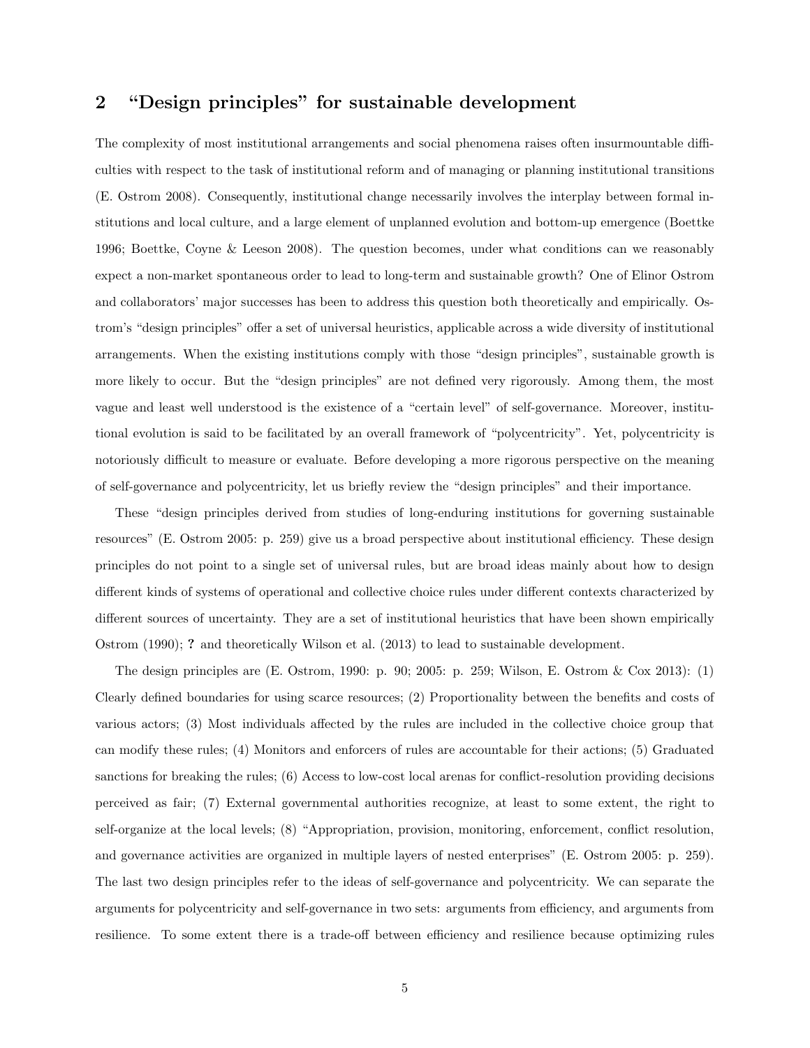## 2 "Design principles" for sustainable development

The complexity of most institutional arrangements and social phenomena raises often insurmountable difficulties with respect to the task of institutional reform and of managing or planning institutional transitions (E. Ostrom 2008). Consequently, institutional change necessarily involves the interplay between formal institutions and local culture, and a large element of unplanned evolution and bottom-up emergence (Boettke 1996; Boettke, Coyne & Leeson 2008). The question becomes, under what conditions can we reasonably expect a non-market spontaneous order to lead to long-term and sustainable growth? One of Elinor Ostrom and collaborators' major successes has been to address this question both theoretically and empirically. Ostrom's "design principles" offer a set of universal heuristics, applicable across a wide diversity of institutional arrangements. When the existing institutions comply with those "design principles", sustainable growth is more likely to occur. But the "design principles" are not defined very rigorously. Among them, the most vague and least well understood is the existence of a "certain level" of self-governance. Moreover, institutional evolution is said to be facilitated by an overall framework of "polycentricity". Yet, polycentricity is notoriously difficult to measure or evaluate. Before developing a more rigorous perspective on the meaning of self-governance and polycentricity, let us briefly review the "design principles" and their importance.

These "design principles derived from studies of long-enduring institutions for governing sustainable resources" (E. Ostrom 2005: p. 259) give us a broad perspective about institutional efficiency. These design principles do not point to a single set of universal rules, but are broad ideas mainly about how to design different kinds of systems of operational and collective choice rules under different contexts characterized by different sources of uncertainty. They are a set of institutional heuristics that have been shown empirically Ostrom (1990); **?** and theoretically Wilson et al. (2013) to lead to sustainable development.

The design principles are (E. Ostrom, 1990: p. 90; 2005: p. 259; Wilson, E. Ostrom & Cox 2013): (1) Clearly defined boundaries for using scarce resources; (2) Proportionality between the benefits and costs of various actors; (3) Most individuals affected by the rules are included in the collective choice group that can modify these rules; (4) Monitors and enforcers of rules are accountable for their actions; (5) Graduated sanctions for breaking the rules; (6) Access to low-cost local arenas for conflict-resolution providing decisions perceived as fair; (7) External governmental authorities recognize, at least to some extent, the right to self-organize at the local levels; (8) "Appropriation, provision, monitoring, enforcement, conflict resolution, and governance activities are organized in multiple layers of nested enterprises" (E. Ostrom 2005: p. 259). The last two design principles refer to the ideas of self-governance and polycentricity. We can separate the arguments for polycentricity and self-governance in two sets: arguments from efficiency, and arguments from resilience. To some extent there is a trade-off between efficiency and resilience because optimizing rules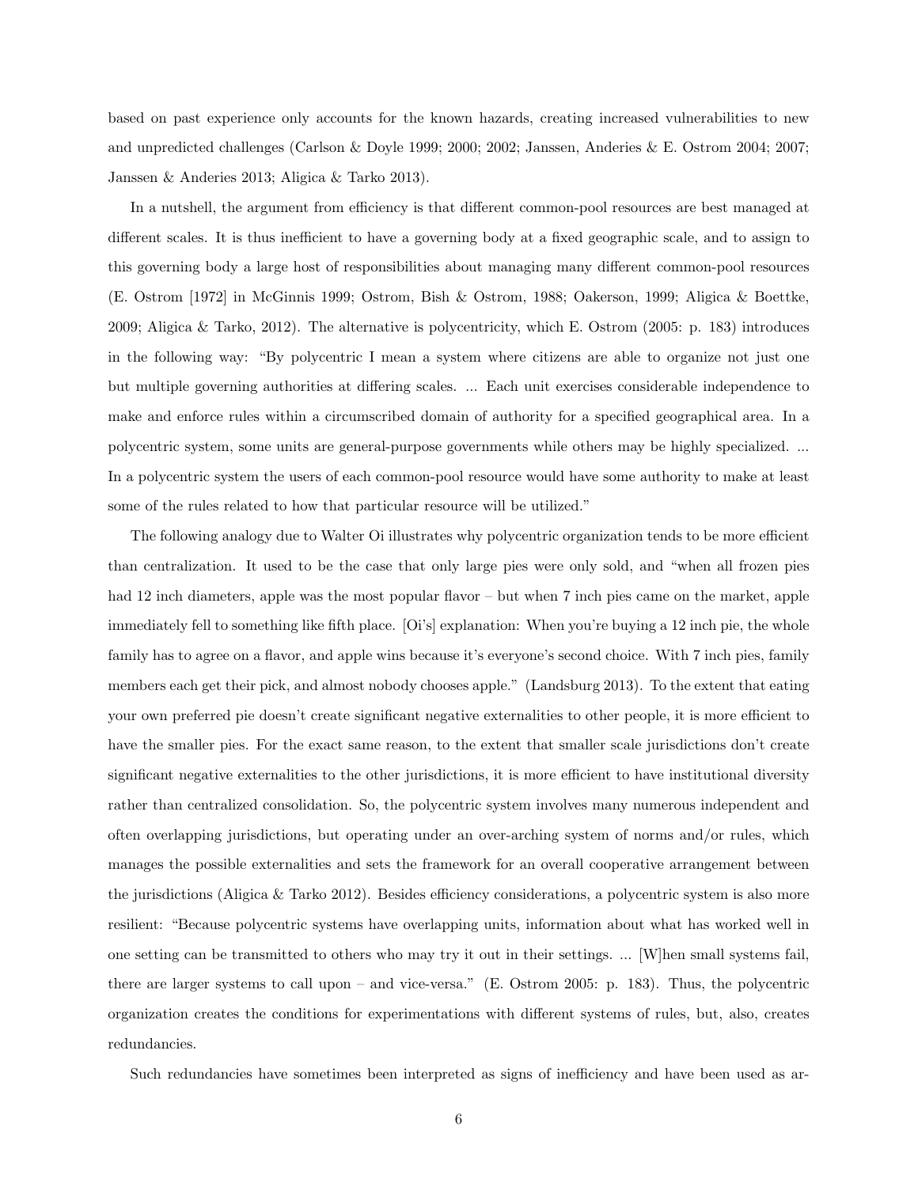based on past experience only accounts for the known hazards, creating increased vulnerabilities to new and unpredicted challenges (Carlson & Doyle 1999; 2000; 2002; Janssen, Anderies & E. Ostrom 2004; 2007; Janssen & Anderies 2013; Aligica & Tarko 2013).

In a nutshell, the argument from efficiency is that different common-pool resources are best managed at different scales. It is thus inefficient to have a governing body at a fixed geographic scale, and to assign to this governing body a large host of responsibilities about managing many different common-pool resources (E. Ostrom [1972] in McGinnis 1999; Ostrom, Bish & Ostrom, 1988; Oakerson, 1999; Aligica & Boettke, 2009; Aligica & Tarko, 2012). The alternative is polycentricity, which E. Ostrom (2005: p. 183) introduces in the following way: "By polycentric I mean a system where citizens are able to organize not just one but multiple governing authorities at differing scales. ... Each unit exercises considerable independence to make and enforce rules within a circumscribed domain of authority for a specified geographical area. In a polycentric system, some units are general-purpose governments while others may be highly specialized. ... In a polycentric system the users of each common-pool resource would have some authority to make at least some of the rules related to how that particular resource will be utilized."

The following analogy due to Walter Oi illustrates why polycentric organization tends to be more efficient than centralization. It used to be the case that only large pies were only sold, and "when all frozen pies had 12 inch diameters, apple was the most popular flavor – but when 7 inch pies came on the market, apple immediately fell to something like fifth place. [Oi's] explanation: When you're buying a 12 inch pie, the whole family has to agree on a flavor, and apple wins because it's everyone's second choice. With 7 inch pies, family members each get their pick, and almost nobody chooses apple." (Landsburg 2013). To the extent that eating your own preferred pie doesn't create significant negative externalities to other people, it is more efficient to have the smaller pies. For the exact same reason, to the extent that smaller scale jurisdictions don't create significant negative externalities to the other jurisdictions, it is more efficient to have institutional diversity rather than centralized consolidation. So, the polycentric system involves many numerous independent and often overlapping jurisdictions, but operating under an over-arching system of norms and/or rules, which manages the possible externalities and sets the framework for an overall cooperative arrangement between the jurisdictions (Aligica & Tarko 2012). Besides efficiency considerations, a polycentric system is also more resilient: "Because polycentric systems have overlapping units, information about what has worked well in one setting can be transmitted to others who may try it out in their settings. ... [W]hen small systems fail, there are larger systems to call upon – and vice-versa." (E. Ostrom 2005: p. 183). Thus, the polycentric organization creates the conditions for experimentations with different systems of rules, but, also, creates redundancies.

Such redundancies have sometimes been interpreted as signs of inefficiency and have been used as ar-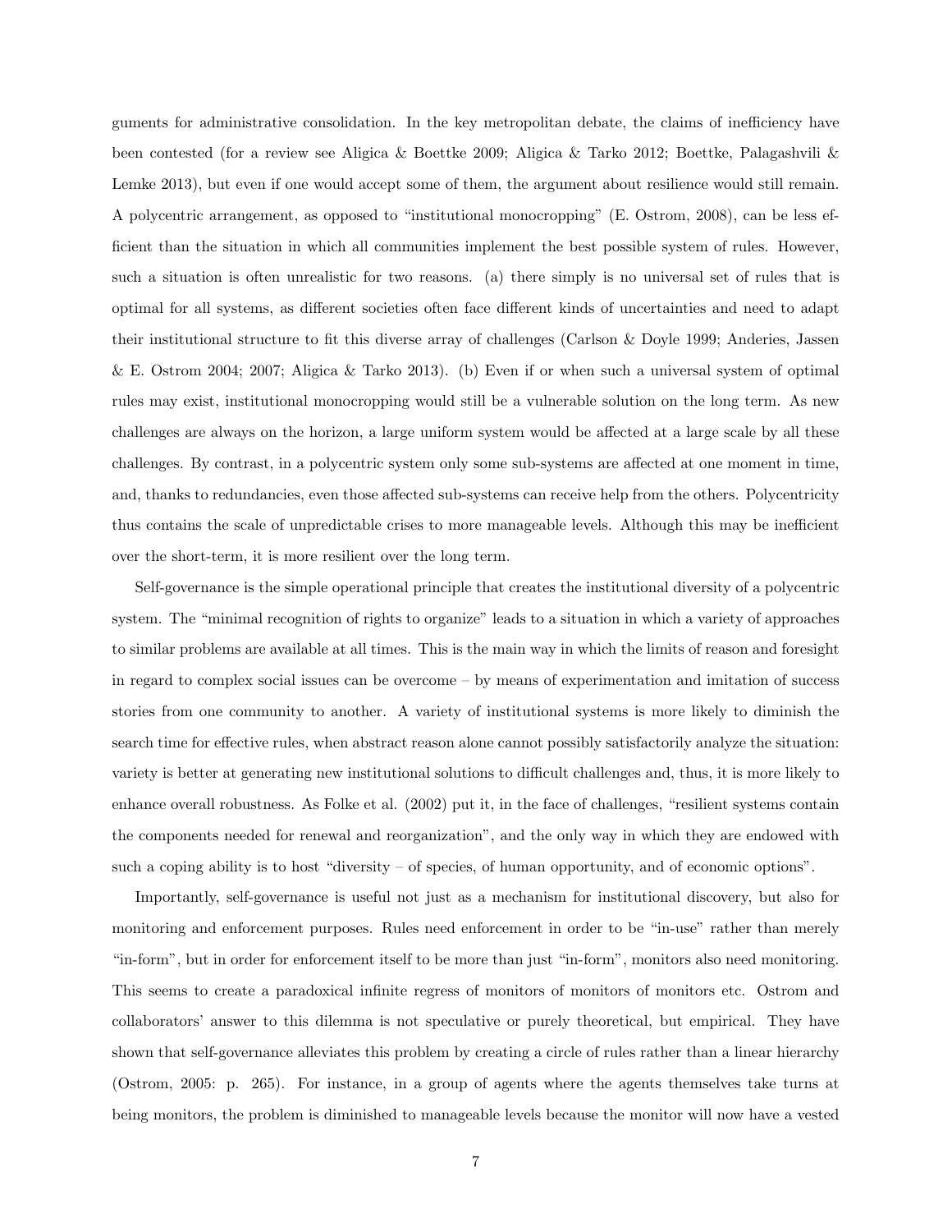guments for administrative consolidation. In the key metropolitan debate, the claims of inefficiency have been contested (for a review see Aligica & Boettke 2009; Aligica & Tarko 2012; Boettke, Palagashvili & Lemke 2013), but even if one would accept some of them, the argument about resilience would still remain. A polycentric arrangement, as opposed to "institutional monocropping" (E. Ostrom, 2008), can be less efficient than the situation in which all communities implement the best possible system of rules. However, such a situation is often unrealistic for two reasons. (a) there simply is no universal set of rules that is optimal for all systems, as different societies often face different kinds of uncertainties and need to adapt their institutional structure to fit this diverse array of challenges (Carlson & Doyle 1999; Anderies, Jassen & E. Ostrom 2004; 2007; Aligica & Tarko 2013). (b) Even if or when such a universal system of optimal rules may exist, institutional monocropping would still be a vulnerable solution on the long term. As new challenges are always on the horizon, a large uniform system would be affected at a large scale by all these challenges. By contrast, in a polycentric system only some sub-systems are affected at one moment in time, and, thanks to redundancies, even those affected sub-systems can receive help from the others. Polycentricity thus contains the scale of unpredictable crises to more manageable levels. Although this may be inefficient over the short-term, it is more resilient over the long term.

Self-governance is the simple operational principle that creates the institutional diversity of a polycentric system. The "minimal recognition of rights to organize" leads to a situation in which a variety of approaches to similar problems are available at all times. This is the main way in which the limits of reason and foresight in regard to complex social issues can be overcome – by means of experimentation and imitation of success stories from one community to another. A variety of institutional systems is more likely to diminish the search time for effective rules, when abstract reason alone cannot possibly satisfactorily analyze the situation: variety is better at generating new institutional solutions to difficult challenges and, thus, it is more likely to enhance overall robustness. As Folke et al. (2002) put it, in the face of challenges, "resilient systems contain the components needed for renewal and reorganization", and the only way in which they are endowed with such a coping ability is to host "diversity – of species, of human opportunity, and of economic options".

Importantly, self-governance is useful not just as a mechanism for institutional discovery, but also for monitoring and enforcement purposes. Rules need enforcement in order to be "in-use" rather than merely "in-form", but in order for enforcement itself to be more than just "in-form", monitors also need monitoring. This seems to create a paradoxical infinite regress of monitors of monitors of monitors etc. Ostrom and collaborators' answer to this dilemma is not speculative or purely theoretical, but empirical. They have shown that self-governance alleviates this problem by creating a circle of rules rather than a linear hierarchy (Ostrom, 2005: p. 265). For instance, in a group of agents where the agents themselves take turns at being monitors, the problem is diminished to manageable levels because the monitor will now have a vested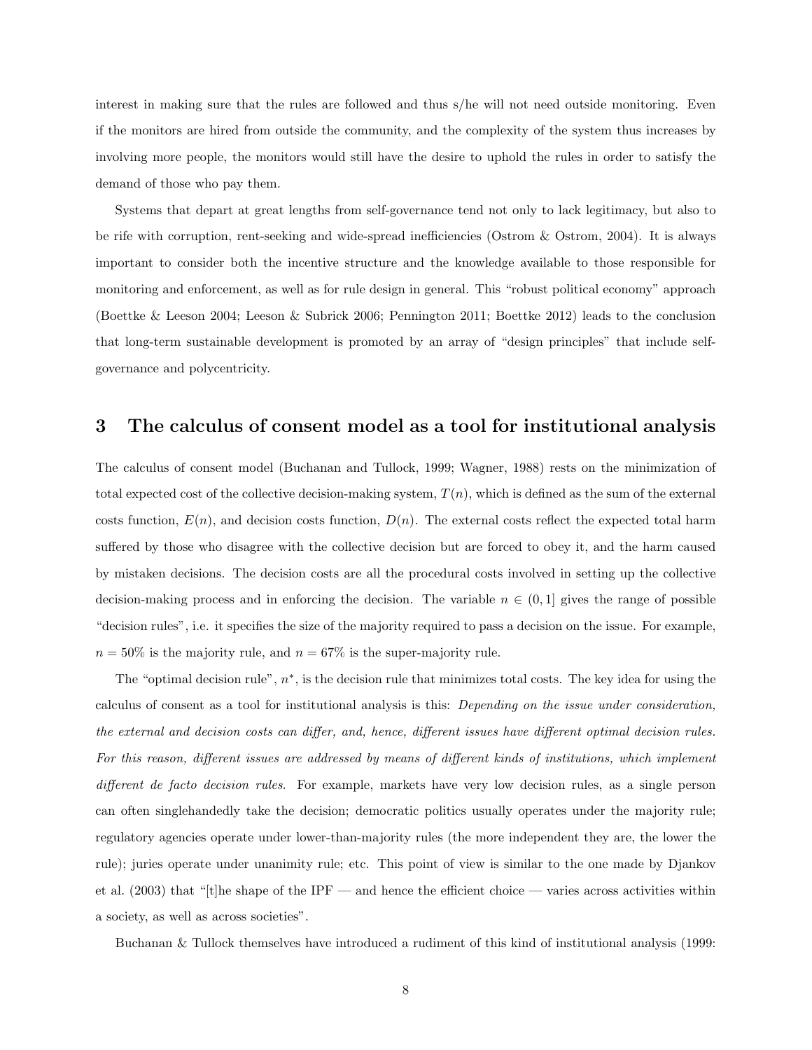interest in making sure that the rules are followed and thus s/he will not need outside monitoring. Even if the monitors are hired from outside the community, and the complexity of the system thus increases by involving more people, the monitors would still have the desire to uphold the rules in order to satisfy the demand of those who pay them.

Systems that depart at great lengths from self-governance tend not only to lack legitimacy, but also to be rife with corruption, rent-seeking and wide-spread inefficiencies (Ostrom & Ostrom, 2004). It is always important to consider both the incentive structure and the knowledge available to those responsible for monitoring and enforcement, as well as for rule design in general. This "robust political economy" approach (Boettke & Leeson 2004; Leeson & Subrick 2006; Pennington 2011; Boettke 2012) leads to the conclusion that long-term sustainable development is promoted by an array of "design principles" that include self-governance and polycentricity.

## 3 The calculus of consent model as a tool for institutional analysis

The calculus of consent model (Buchanan and Tullock, 1999; Wagner, 1988) rests on the minimization of total expected cost of the collective decision-making system, $T(n)$, which is defined as the sum of the external costs function, $E(n)$, and decision costs function, $D(n)$. The external costs reflect the expected total harm suffered by those who disagree with the collective decision but are forced to obey it, and the harm caused by mistaken decisions. The decision costs are all the procedural costs involved in setting up the collective decision-making process and in enforcing the decision. The variable $n \in (0, 1]$ gives the range of possible "decision rules", i.e. it specifies the size of the majority required to pass a decision on the issue. For example, $n = 50\%$ is the majority rule, and $n = 67\%$ is the super-majority rule.

The "optimal decision rule", $n^*$, is the decision rule that minimizes total costs. The key idea for using the calculus of consent as a tool for institutional analysis is this: *Depending on the issue under consideration, the external and decision costs can differ, and, hence, different issues have different optimal decision rules. For this reason, different issues are addressed by means of different kinds of institutions, which implement different de facto decision rules*. For example, markets have very low decision rules, as a single person can often singlehandedly take the decision; democratic politics usually operates under the majority rule; regulatory agencies operate under lower-than-majority rules (the more independent they are, the lower the rule); juries operate under unanimity rule; etc. This point of view is similar to the one made by Djankov et al. (2003) that "[t]he shape of the IPF — and hence the efficient choice — varies across activities within a society, as well as across societies".

Buchanan & Tullock themselves have introduced a rudiment of this kind of institutional analysis (1999: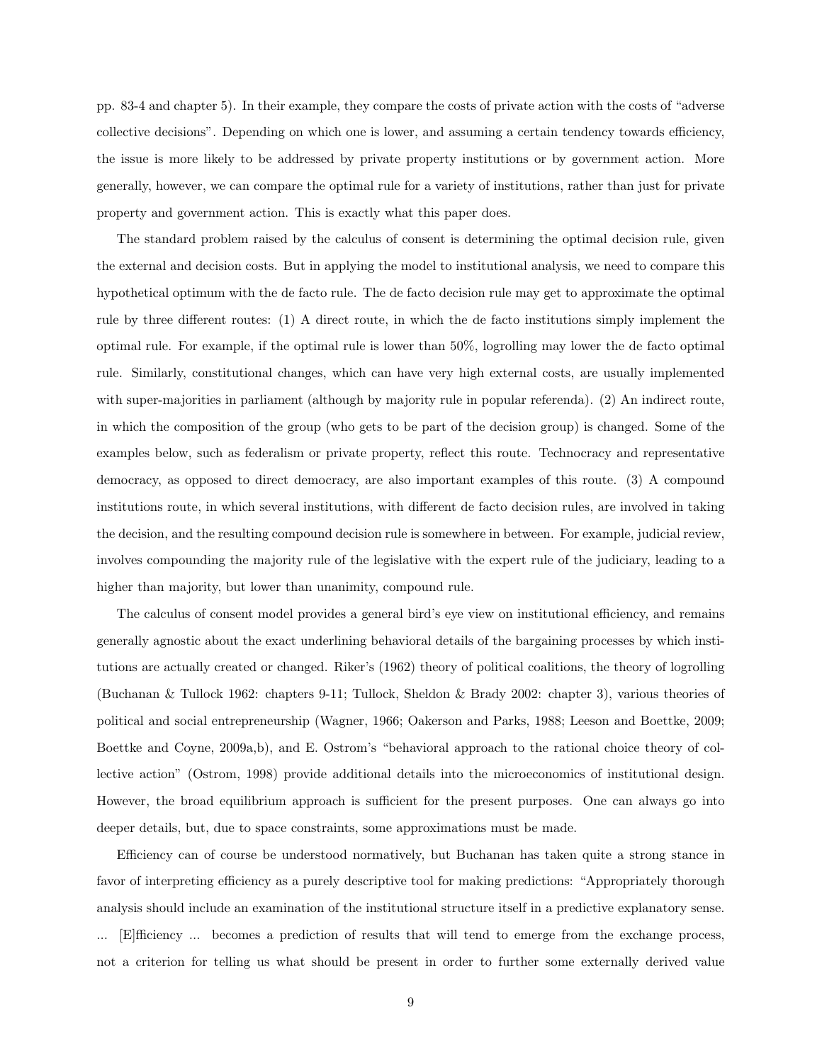pp. 83-4 and chapter 5). In their example, they compare the costs of private action with the costs of "adverse collective decisions". Depending on which one is lower, and assuming a certain tendency towards efficiency, the issue is more likely to be addressed by private property institutions or by government action. More generally, however, we can compare the optimal rule for a variety of institutions, rather than just for private property and government action. This is exactly what this paper does.

The standard problem raised by the calculus of consent is determining the optimal decision rule, given the external and decision costs. But in applying the model to institutional analysis, we need to compare this hypothetical optimum with the de facto rule. The de facto decision rule may get to approximate the optimal rule by three different routes: (1) A direct route, in which the de facto institutions simply implement the optimal rule. For example, if the optimal rule is lower than 50%, logrolling may lower the de facto optimal rule. Similarly, constitutional changes, which can have very high external costs, are usually implemented with super-majorities in parliament (although by majority rule in popular referenda). (2) An indirect route, in which the composition of the group (who gets to be part of the decision group) is changed. Some of the examples below, such as federalism or private property, reflect this route. Technocracy and representative democracy, as opposed to direct democracy, are also important examples of this route. (3) A compound institutions route, in which several institutions, with different de facto decision rules, are involved in taking the decision, and the resulting compound decision rule is somewhere in between. For example, judicial review, involves compounding the majority rule of the legislative with the expert rule of the judiciary, leading to a higher than majority, but lower than unanimity, compound rule.

The calculus of consent model provides a general bird's eye view on institutional efficiency, and remains generally agnostic about the exact underlining behavioral details of the bargaining processes by which institutions are actually created or changed. Riker's (1962) theory of political coalitions, the theory of logrolling (Buchanan & Tullock 1962: chapters 9-11; Tullock, Sheldon & Brady 2002: chapter 3), various theories of political and social entrepreneurship (Wagner, 1966; Oakerson and Parks, 1988; Leeson and Boettke, 2009; Boettke and Coyne, 2009a,b), and E. Ostrom's "behavioral approach to the rational choice theory of collective action" (Ostrom, 1998) provide additional details into the microeconomics of institutional design. However, the broad equilibrium approach is sufficient for the present purposes. One can always go into deeper details, but, due to space constraints, some approximations must be made.

Efficiency can of course be understood normatively, but Buchanan has taken quite a strong stance in favor of interpreting efficiency as a purely descriptive tool for making predictions: "Appropriately thorough analysis should include an examination of the institutional structure itself in a predictive explanatory sense. ... [E]fficiency ... becomes a prediction of results that will tend to emerge from the exchange process, not a criterion for telling us what should be present in order to further some externally derived value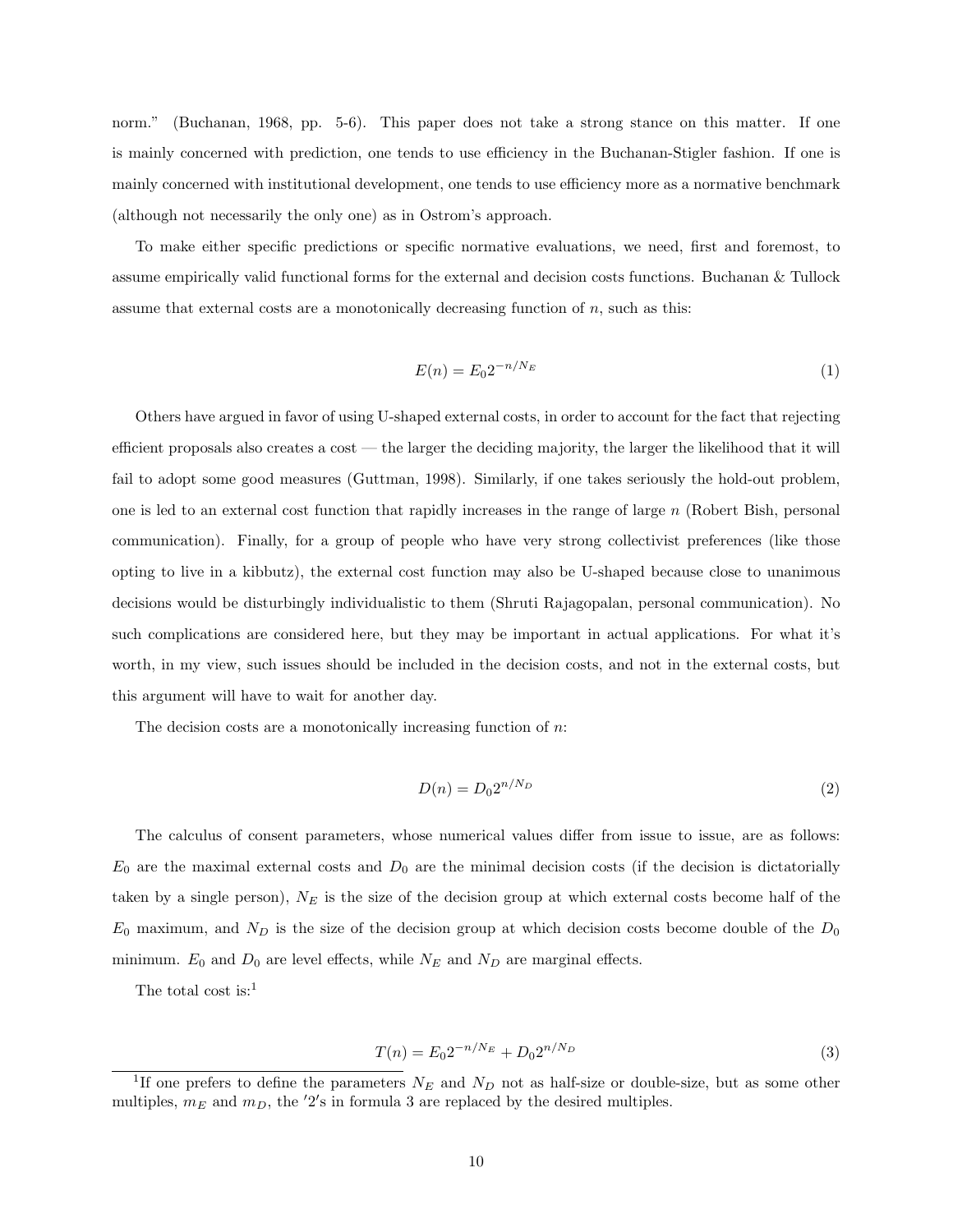norm." (Buchanan, 1968, pp. 5-6). This paper does not take a strong stance on this matter. If one is mainly concerned with prediction, one tends to use efficiency in the Buchanan-Stigler fashion. If one is mainly concerned with institutional development, one tends to use efficiency more as a normative benchmark (although not necessarily the only one) as in Ostrom's approach.

To make either specific predictions or specific normative evaluations, we need, first and foremost, to assume empirically valid functional forms for the external and decision costs functions. Buchanan & Tullock assume that external costs are a monotonically decreasing function of $n$, such as this:

$$E(n) = E_0 2^{-n/N_E} \tag{1}$$

Others have argued in favor of using U-shaped external costs, in order to account for the fact that rejecting efficient proposals also creates a cost — the larger the deciding majority, the larger the likelihood that it will fail to adopt some good measures (Guttman, 1998). Similarly, if one takes seriously the hold-out problem, one is led to an external cost function that rapidly increases in the range of large $n$ (Robert Bish, personal communication). Finally, for a group of people who have very strong collectivist preferences (like those opting to live in a kibbutz), the external cost function may also be U-shaped because close to unanimous decisions would be disturbingly individualistic to them (Shruti Rajagopalan, personal communication). No such complications are considered here, but they may be important in actual applications. For what it's worth, in my view, such issues should be included in the decision costs, and not in the external costs, but this argument will have to wait for another day.

The decision costs are a monotonically increasing function of $n$:

$$D(n) = D_0 2^{n/N_D} \tag{2}$$

The calculus of consent parameters, whose numerical values differ from issue to issue, are as follows: $E_0$ are the maximal external costs and $D_0$ are the minimal decision costs (if the decision is dictatorially taken by a single person), $N_E$ is the size of the decision group at which external costs become half of the $E_0$ maximum, and $N_D$ is the size of the decision group at which decision costs become double of the $D_0$ minimum. $E_0$ and $D_0$ are level effects, while $N_E$ and $N_D$ are marginal effects.

The total cost is:[1]

$$T(n) = E_0 2^{-n/N_E} + D_0 2^{n/N_D} \tag{3}$$

[1] If one prefers to define the parameters $N_E$ and $N_D$ not as half-size or double-size, but as some other multiples, $m_E$ and $m_D$, the $'2'$s in formula 3 are replaced by the desired multiples.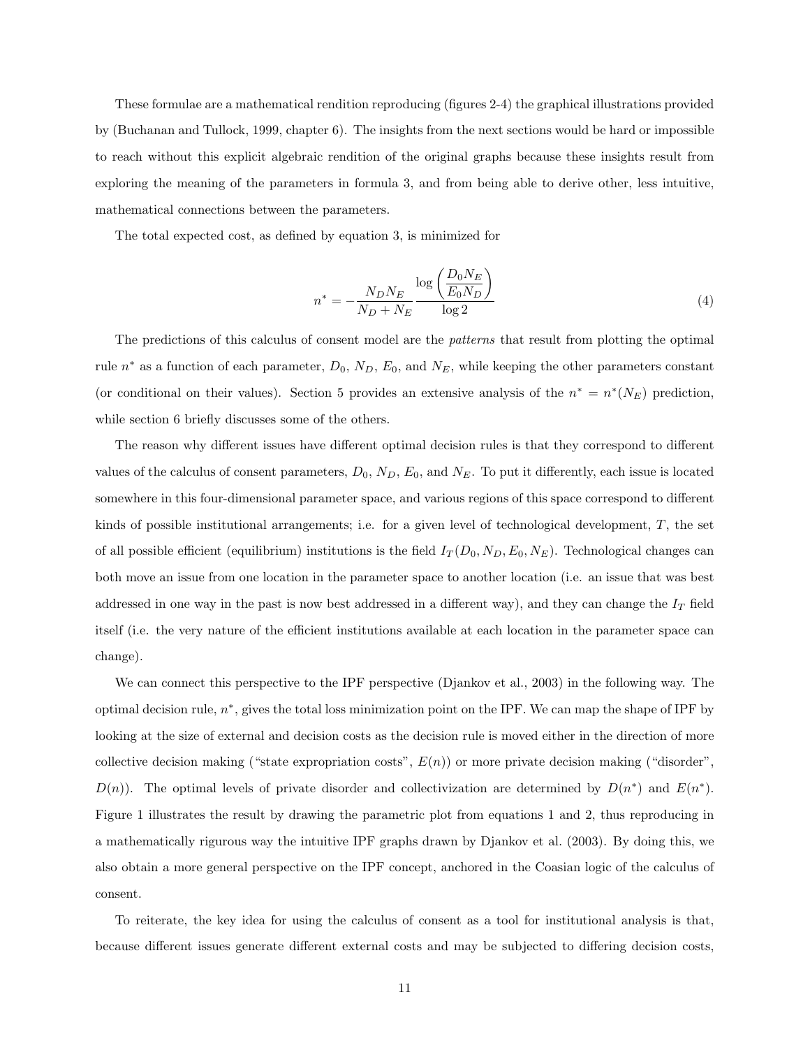These formulae are a mathematical rendition reproducing (figures 2-4) the graphical illustrations provided by (Buchanan and Tullock, 1999, chapter 6). The insights from the next sections would be hard or impossible to reach without this explicit algebraic rendition of the original graphs because these insights result from exploring the meaning of the parameters in formula 3, and from being able to derive other, less intuitive, mathematical connections between the parameters.

The total expected cost, as defined by equation 3, is minimized for

$$n^* = -\frac{N_D N_E}{N_D + N_E} \frac{\log\left(\dfrac{D_0 N_E}{E_0 N_D}\right)}{\log 2} \tag{4}$$

The predictions of this calculus of consent model are the *patterns* that result from plotting the optimal rule $n^*$ as a function of each parameter, $D_0$, $N_D$, $E_0$, and $N_E$, while keeping the other parameters constant (or conditional on their values). Section 5 provides an extensive analysis of the $n^* = n^*(N_E)$ prediction, while section 6 briefly discusses some of the others.

The reason why different issues have different optimal decision rules is that they correspond to different values of the calculus of consent parameters, $D_0$, $N_D$, $E_0$, and $N_E$. To put it differently, each issue is located somewhere in this four-dimensional parameter space, and various regions of this space correspond to different kinds of possible institutional arrangements; i.e. for a given level of technological development, $T$, the set of all possible efficient (equilibrium) institutions is the field $I_T(D_0, N_D, E_0, N_E)$. Technological changes can both move an issue from one location in the parameter space to another location (i.e. an issue that was best addressed in one way in the past is now best addressed in a different way), and they can change the $I_T$ field itself (i.e. the very nature of the efficient institutions available at each location in the parameter space can change).

We can connect this perspective to the IPF perspective (Djankov et al., 2003) in the following way. The optimal decision rule, $n^*$, gives the total loss minimization point on the IPF. We can map the shape of IPF by looking at the size of external and decision costs as the decision rule is moved either in the direction of more collective decision making ("state expropriation costs", $E(n)$) or more private decision making ("disorder", $D(n)$). The optimal levels of private disorder and collectivization are determined by $D(n^*)$ and $E(n^*)$. Figure 1 illustrates the result by drawing the parametric plot from equations 1 and 2, thus reproducing in a mathematically rigurous way the intuitive IPF graphs drawn by Djankov et al. (2003). By doing this, we also obtain a more general perspective on the IPF concept, anchored in the Coasian logic of the calculus of consent.

To reiterate, the key idea for using the calculus of consent as a tool for institutional analysis is that, because different issues generate different external costs and may be subjected to differing decision costs,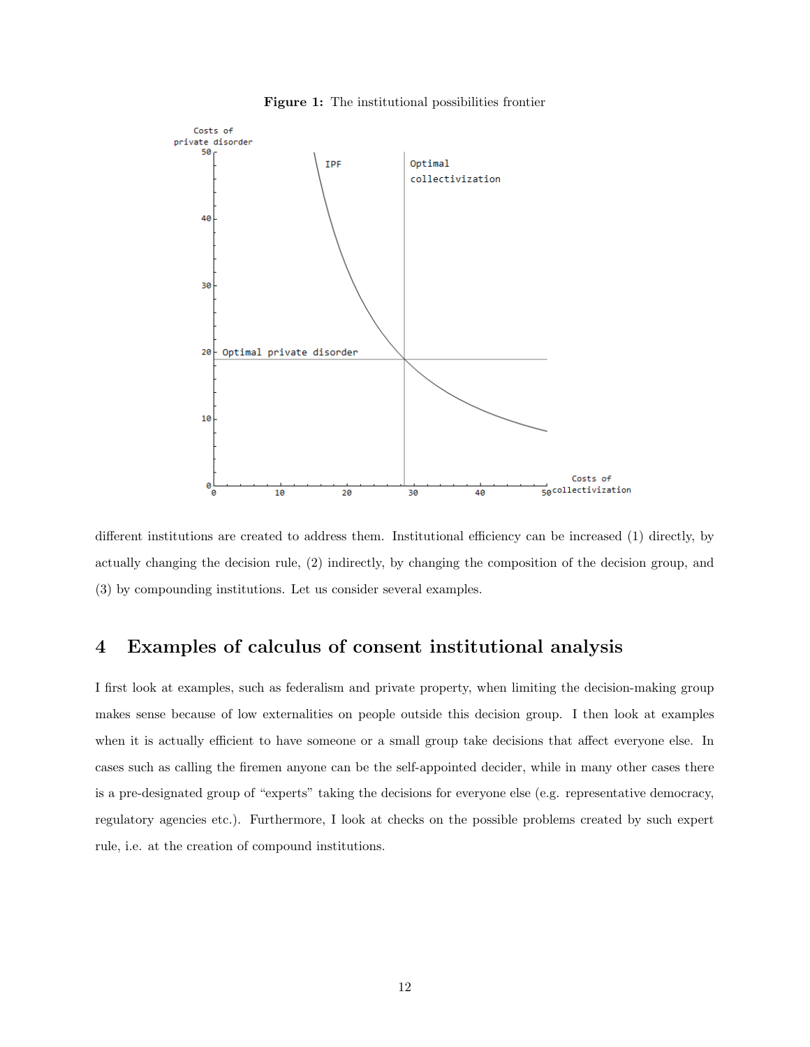**Figure 1:** The institutional possibilities frontier

different institutions are created to address them. Institutional efficiency can be increased (1) directly, by actually changing the decision rule, (2) indirectly, by changing the composition of the decision group, and (3) by compounding institutions. Let us consider several examples.

# 4 Examples of calculus of consent institutional analysis

I first look at examples, such as federalism and private property, when limiting the decision-making group makes sense because of low externalities on people outside this decision group. I then look at examples when it is actually efficient to have someone or a small group take decisions that affect everyone else. In cases such as calling the firemen anyone can be the self-appointed decider, while in many other cases there is a pre-designated group of "experts" taking the decisions for everyone else (e.g. representative democracy, regulatory agencies etc.). Furthermore, I look at checks on the possible problems created by such expert rule, i.e. at the creation of compound institutions.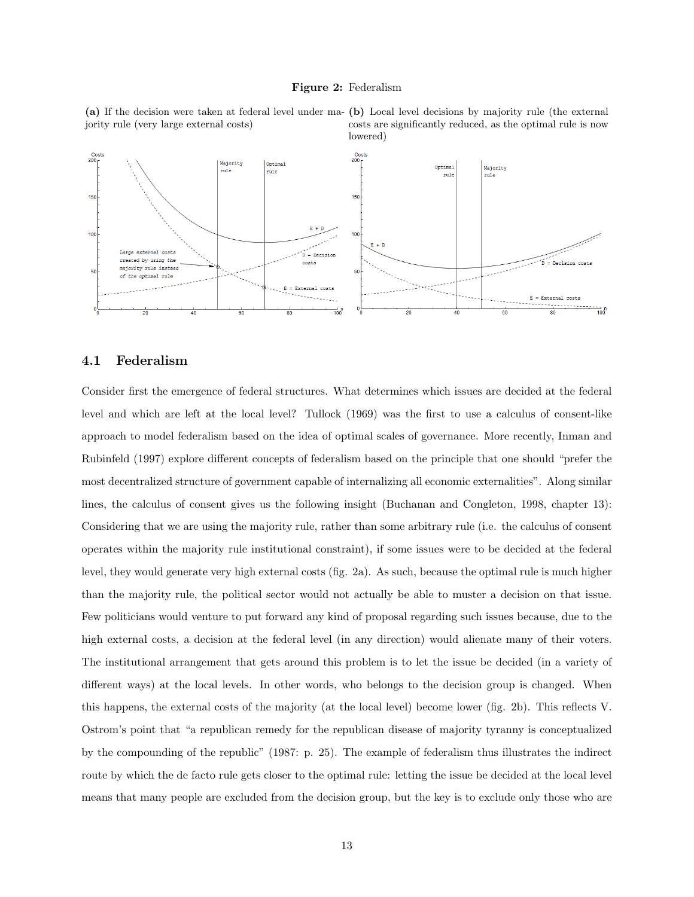**Figure 2:** Federalism

**(a)** If the decision were taken at federal level under majority rule (very large external costs)

**(b)** Local level decisions by majority rule (the external costs are significantly reduced, as the optimal rule is now lowered)

## 4.1 Federalism

Consider first the emergence of federal structures. What determines which issues are decided at the federal level and which are left at the local level? Tullock (1969) was the first to use a calculus of consent-like approach to model federalism based on the idea of optimal scales of governance. More recently, Inman and Rubinfeld (1997) explore different concepts of federalism based on the principle that one should "prefer the most decentralized structure of government capable of internalizing all economic externalities". Along similar lines, the calculus of consent gives us the following insight (Buchanan and Congleton, 1998, chapter 13): Considering that we are using the majority rule, rather than some arbitrary rule (i.e. the calculus of consent operates within the majority rule institutional constraint), if some issues were to be decided at the federal level, they would generate very high external costs (fig. 2a). As such, because the optimal rule is much higher than the majority rule, the political sector would not actually be able to muster a decision on that issue. Few politicians would venture to put forward any kind of proposal regarding such issues because, due to the high external costs, a decision at the federal level (in any direction) would alienate many of their voters. The institutional arrangement that gets around this problem is to let the issue be decided (in a variety of different ways) at the local levels. In other words, who belongs to the decision group is changed. When this happens, the external costs of the majority (at the local level) become lower (fig. 2b). This reflects V. Ostrom's point that "a republican remedy for the republican disease of majority tyranny is conceptualized by the compounding of the republic" (1987: p. 25). The example of federalism thus illustrates the indirect route by which the de facto rule gets closer to the optimal rule: letting the issue be decided at the local level means that many people are excluded from the decision group, but the key is to exclude only those who are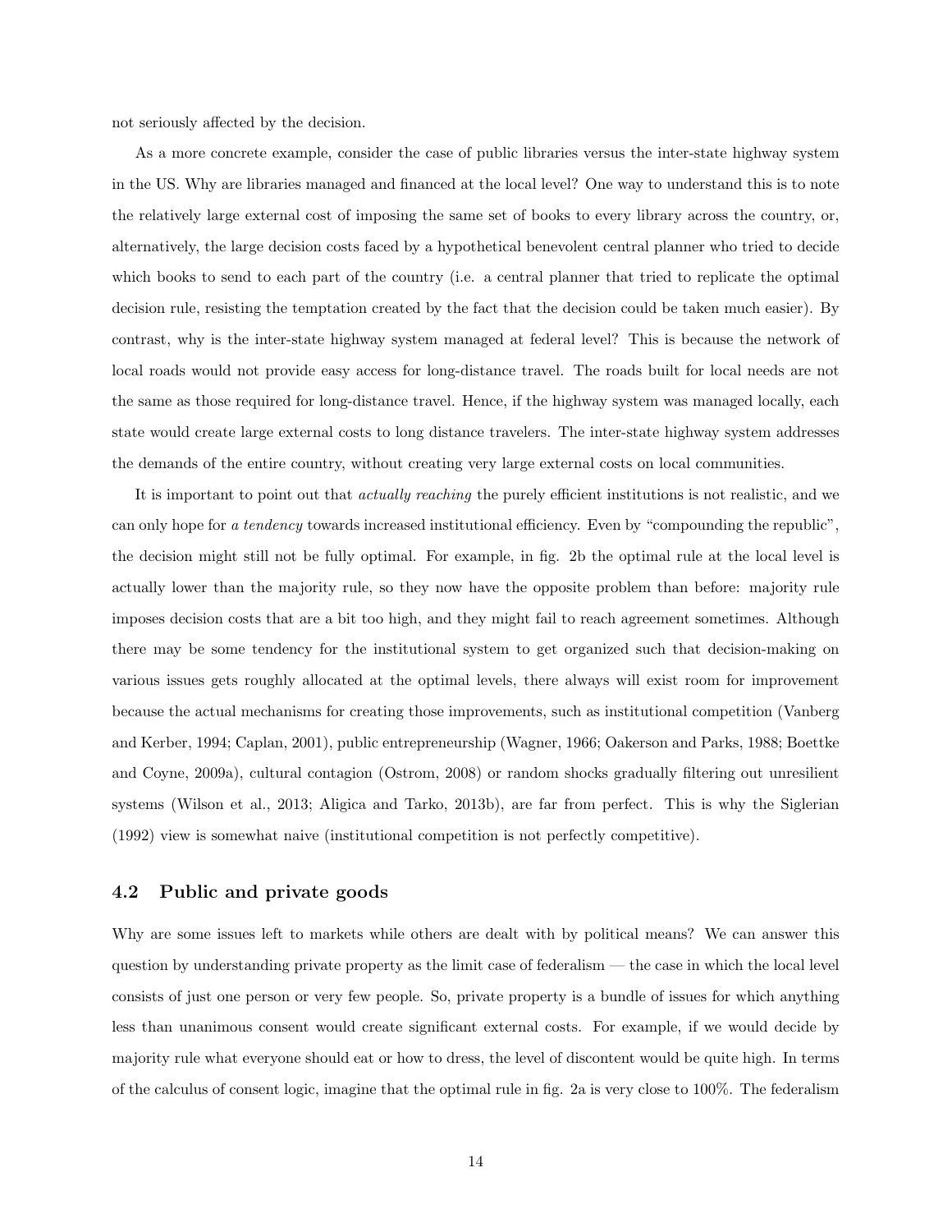not seriously affected by the decision.

As a more concrete example, consider the case of public libraries versus the inter-state highway system in the US. Why are libraries managed and financed at the local level? One way to understand this is to note the relatively large external cost of imposing the same set of books to every library across the country, or, alternatively, the large decision costs faced by a hypothetical benevolent central planner who tried to decide which books to send to each part of the country (i.e. a central planner that tried to replicate the optimal decision rule, resisting the temptation created by the fact that the decision could be taken much easier). By contrast, why is the inter-state highway system managed at federal level? This is because the network of local roads would not provide easy access for long-distance travel. The roads built for local needs are not the same as those required for long-distance travel. Hence, if the highway system was managed locally, each state would create large external costs to long distance travelers. The inter-state highway system addresses the demands of the entire country, without creating very large external costs on local communities.

It is important to point out that *actually reaching* the purely efficient institutions is not realistic, and we can only hope for *a tendency* towards increased institutional efficiency. Even by "compounding the republic", the decision might still not be fully optimal. For example, in fig. 2b the optimal rule at the local level is actually lower than the majority rule, so they now have the opposite problem than before: majority rule imposes decision costs that are a bit too high, and they might fail to reach agreement sometimes. Although there may be some tendency for the institutional system to get organized such that decision-making on various issues gets roughly allocated at the optimal levels, there always will exist room for improvement because the actual mechanisms for creating those improvements, such as institutional competition (Vanberg and Kerber, 1994; Caplan, 2001), public entrepreneurship (Wagner, 1966; Oakerson and Parks, 1988; Boettke and Coyne, 2009a), cultural contagion (Ostrom, 2008) or random shocks gradually filtering out unresilient systems (Wilson et al., 2013; Aligica and Tarko, 2013b), are far from perfect. This is why the Siglerian (1992) view is somewhat naive (institutional competition is not perfectly competitive).

## 4.2 Public and private goods

Why are some issues left to markets while others are dealt with by political means? We can answer this question by understanding private property as the limit case of federalism — the case in which the local level consists of just one person or very few people. So, private property is a bundle of issues for which anything less than unanimous consent would create significant external costs. For example, if we would decide by majority rule what everyone should eat or how to dress, the level of discontent would be quite high. In terms of the calculus of consent logic, imagine that the optimal rule in fig. 2a is very close to 100%. The federalism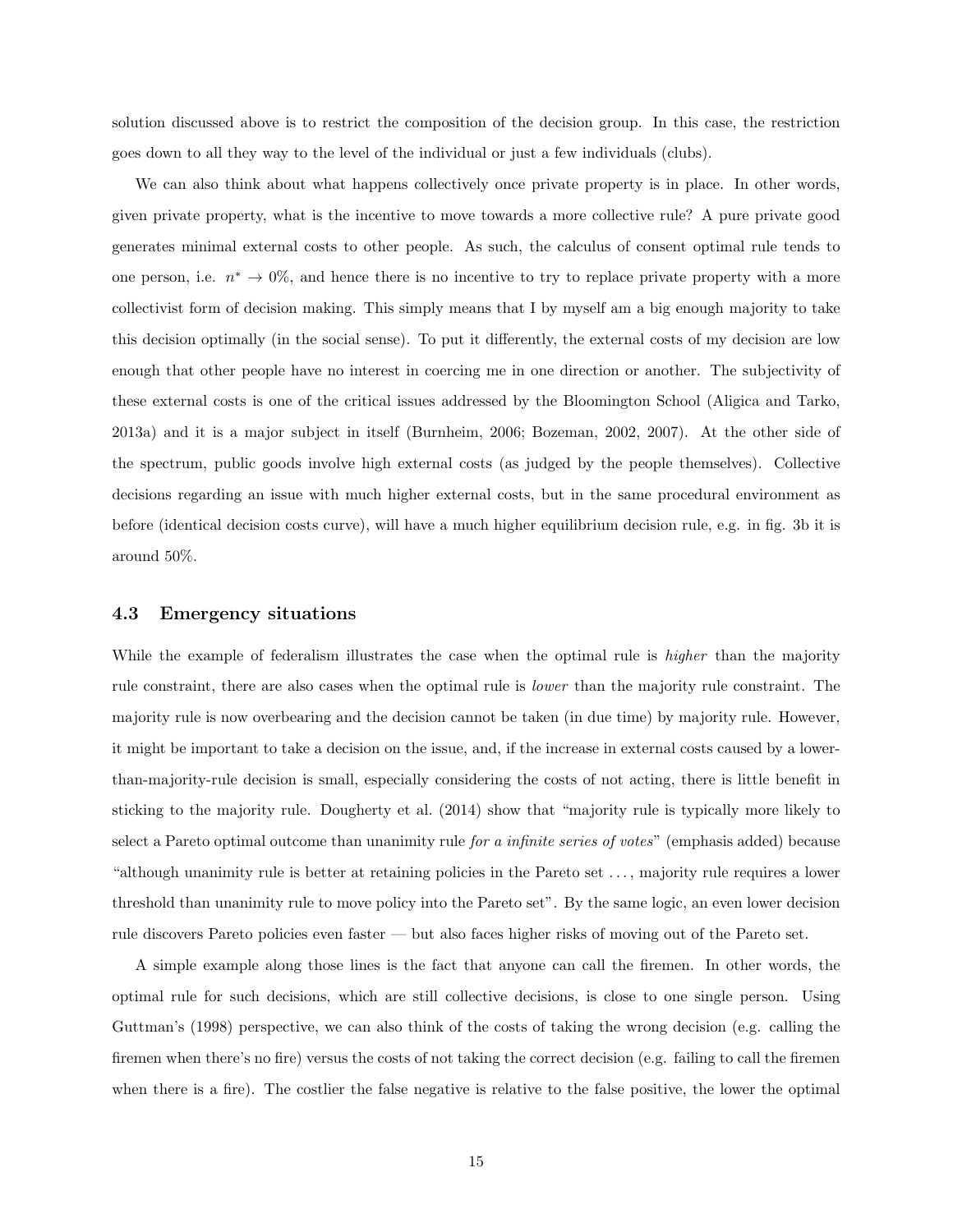solution discussed above is to restrict the composition of the decision group. In this case, the restriction goes down to all they way to the level of the individual or just a few individuals (clubs).

We can also think about what happens collectively once private property is in place. In other words, given private property, what is the incentive to move towards a more collective rule? A pure private good generates minimal external costs to other people. As such, the calculus of consent optimal rule tends to one person, i.e. $n^* \to 0\%$, and hence there is no incentive to try to replace private property with a more collectivist form of decision making. This simply means that I by myself am a big enough majority to take this decision optimally (in the social sense). To put it differently, the external costs of my decision are low enough that other people have no interest in coercing me in one direction or another. The subjectivity of these external costs is one of the critical issues addressed by the Bloomington School (Aligica and Tarko, 2013a) and it is a major subject in itself (Burnheim, 2006; Bozeman, 2002, 2007). At the other side of the spectrum, public goods involve high external costs (as judged by the people themselves). Collective decisions regarding an issue with much higher external costs, but in the same procedural environment as before (identical decision costs curve), will have a much higher equilibrium decision rule, e.g. in fig. 3b it is around 50%.

### 4.3 Emergency situations

While the example of federalism illustrates the case when the optimal rule is *higher* than the majority rule constraint, there are also cases when the optimal rule is *lower* than the majority rule constraint. The majority rule is now overbearing and the decision cannot be taken (in due time) by majority rule. However, it might be important to take a decision on the issue, and, if the increase in external costs caused by a lower-than-majority-rule decision is small, especially considering the costs of not acting, there is little benefit in sticking to the majority rule. Dougherty et al. (2014) show that "majority rule is typically more likely to select a Pareto optimal outcome than unanimity rule *for a infinite series of votes*" (emphasis added) because "although unanimity rule is better at retaining policies in the Pareto set . . . , majority rule requires a lower threshold than unanimity rule to move policy into the Pareto set". By the same logic, an even lower decision rule discovers Pareto policies even faster — but also faces higher risks of moving out of the Pareto set.

A simple example along those lines is the fact that anyone can call the firemen. In other words, the optimal rule for such decisions, which are still collective decisions, is close to one single person. Using Guttman's (1998) perspective, we can also think of the costs of taking the wrong decision (e.g. calling the firemen when there's no fire) versus the costs of not taking the correct decision (e.g. failing to call the firemen when there is a fire). The costlier the false negative is relative to the false positive, the lower the optimal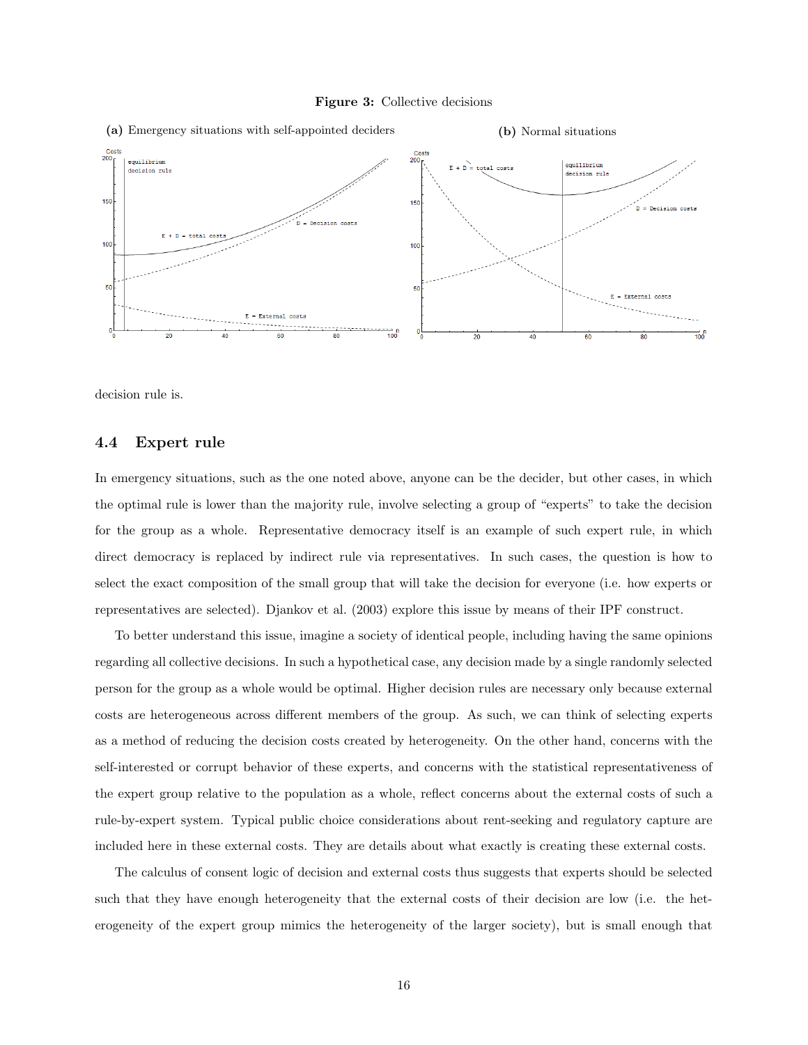**Figure 3:** Collective decisions

(a) Emergency situations with self-appointed deciders

(b) Normal situations

decision rule is.

## 4.4 Expert rule

In emergency situations, such as the one noted above, anyone can be the decider, but other cases, in which the optimal rule is lower than the majority rule, involve selecting a group of "experts" to take the decision for the group as a whole. Representative democracy itself is an example of such expert rule, in which direct democracy is replaced by indirect rule via representatives. In such cases, the question is how to select the exact composition of the small group that will take the decision for everyone (i.e. how experts or representatives are selected). Djankov et al. (2003) explore this issue by means of their IPF construct.

To better understand this issue, imagine a society of identical people, including having the same opinions regarding all collective decisions. In such a hypothetical case, any decision made by a single randomly selected person for the group as a whole would be optimal. Higher decision rules are necessary only because external costs are heterogeneous across different members of the group. As such, we can think of selecting experts as a method of reducing the decision costs created by heterogeneity. On the other hand, concerns with the self-interested or corrupt behavior of these experts, and concerns with the statistical representativeness of the expert group relative to the population as a whole, reflect concerns about the external costs of such a rule-by-expert system. Typical public choice considerations about rent-seeking and regulatory capture are included here in these external costs. They are details about what exactly is creating these external costs.

The calculus of consent logic of decision and external costs thus suggests that experts should be selected such that they have enough heterogeneity that the external costs of their decision are low (i.e. the heterogeneity of the expert group mimics the heterogeneity of the larger society), but is small enough that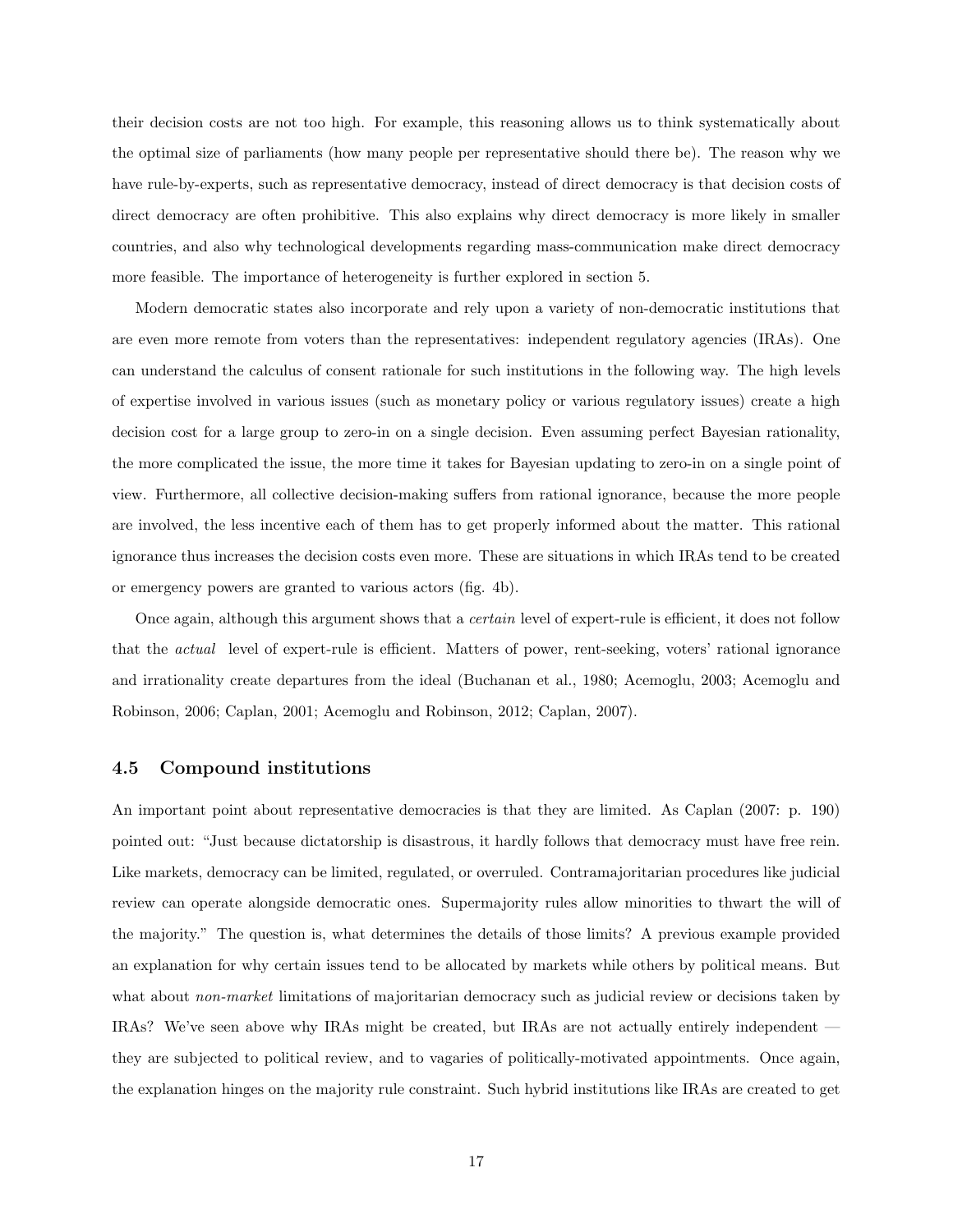their decision costs are not too high. For example, this reasoning allows us to think systematically about the optimal size of parliaments (how many people per representative should there be). The reason why we have rule-by-experts, such as representative democracy, instead of direct democracy is that decision costs of direct democracy are often prohibitive. This also explains why direct democracy is more likely in smaller countries, and also why technological developments regarding mass-communication make direct democracy more feasible. The importance of heterogeneity is further explored in section 5.

Modern democratic states also incorporate and rely upon a variety of non-democratic institutions that are even more remote from voters than the representatives: independent regulatory agencies (IRAs). One can understand the calculus of consent rationale for such institutions in the following way. The high levels of expertise involved in various issues (such as monetary policy or various regulatory issues) create a high decision cost for a large group to zero-in on a single decision. Even assuming perfect Bayesian rationality, the more complicated the issue, the more time it takes for Bayesian updating to zero-in on a single point of view. Furthermore, all collective decision-making suffers from rational ignorance, because the more people are involved, the less incentive each of them has to get properly informed about the matter. This rational ignorance thus increases the decision costs even more. These are situations in which IRAs tend to be created or emergency powers are granted to various actors (fig. 4b).

Once again, although this argument shows that a *certain* level of expert-rule is efficient, it does not follow that the *actual* level of expert-rule is efficient. Matters of power, rent-seeking, voters' rational ignorance and irrationality create departures from the ideal (Buchanan et al., 1980; Acemoglu, 2003; Acemoglu and Robinson, 2006; Caplan, 2001; Acemoglu and Robinson, 2012; Caplan, 2007).

### 4.5 Compound institutions

An important point about representative democracies is that they are limited. As Caplan (2007: p. 190) pointed out: "Just because dictatorship is disastrous, it hardly follows that democracy must have free rein. Like markets, democracy can be limited, regulated, or overruled. Contramajoritarian procedures like judicial review can operate alongside democratic ones. Supermajority rules allow minorities to thwart the will of the majority." The question is, what determines the details of those limits? A previous example provided an explanation for why certain issues tend to be allocated by markets while others by political means. But what about *non-market* limitations of majoritarian democracy such as judicial review or decisions taken by IRAs? We've seen above why IRAs might be created, but IRAs are not actually entirely independent — they are subjected to political review, and to vagaries of politically-motivated appointments. Once again, the explanation hinges on the majority rule constraint. Such hybrid institutions like IRAs are created to get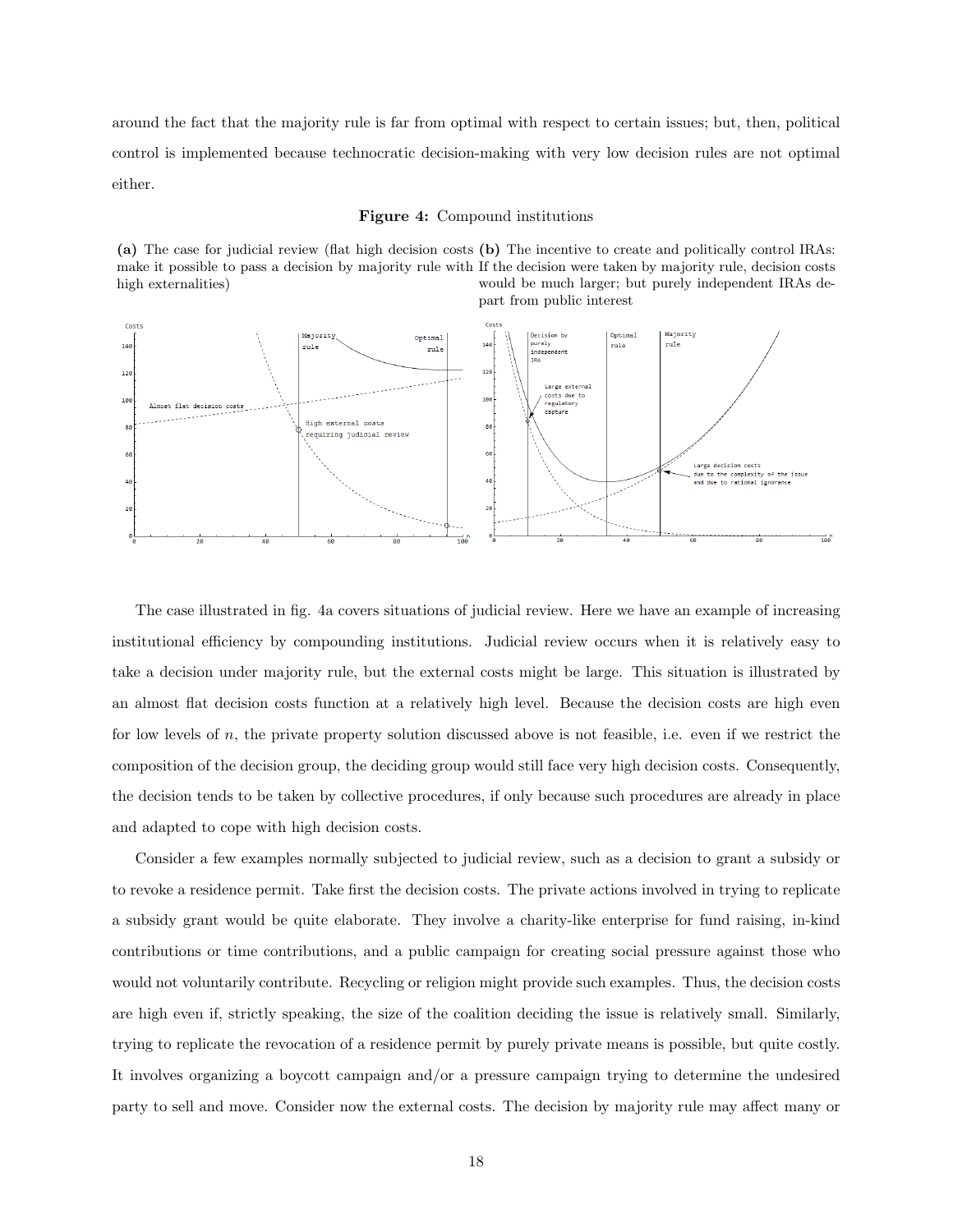around the fact that the majority rule is far from optimal with respect to certain issues; but, then, political control is implemented because technocratic decision-making with very low decision rules are not optimal either.

**Figure 4:** Compound institutions

**(a)** The case for judicial review (flat high decision costs make it possible to pass a decision by majority rule with high externalities)

**(b)** The incentive to create and politically control IRAs: If the decision were taken by majority rule, decision costs would be much larger; but purely independent IRAs depart from public interest

The case illustrated in fig. 4a covers situations of judicial review. Here we have an example of increasing institutional efficiency by compounding institutions. Judicial review occurs when it is relatively easy to take a decision under majority rule, but the external costs might be large. This situation is illustrated by an almost flat decision costs function at a relatively high level. Because the decision costs are high even for low levels of $n$, the private property solution discussed above is not feasible, i.e. even if we restrict the composition of the decision group, the deciding group would still face very high decision costs. Consequently, the decision tends to be taken by collective procedures, if only because such procedures are already in place and adapted to cope with high decision costs.

Consider a few examples normally subjected to judicial review, such as a decision to grant a subsidy or to revoke a residence permit. Take first the decision costs. The private actions involved in trying to replicate a subsidy grant would be quite elaborate. They involve a charity-like enterprise for fund raising, in-kind contributions or time contributions, and a public campaign for creating social pressure against those who would not voluntarily contribute. Recycling or religion might provide such examples. Thus, the decision costs are high even if, strictly speaking, the size of the coalition deciding the issue is relatively small. Similarly, trying to replicate the revocation of a residence permit by purely private means is possible, but quite costly. It involves organizing a boycott campaign and/or a pressure campaign trying to determine the undesired party to sell and move. Consider now the external costs. The decision by majority rule may affect many or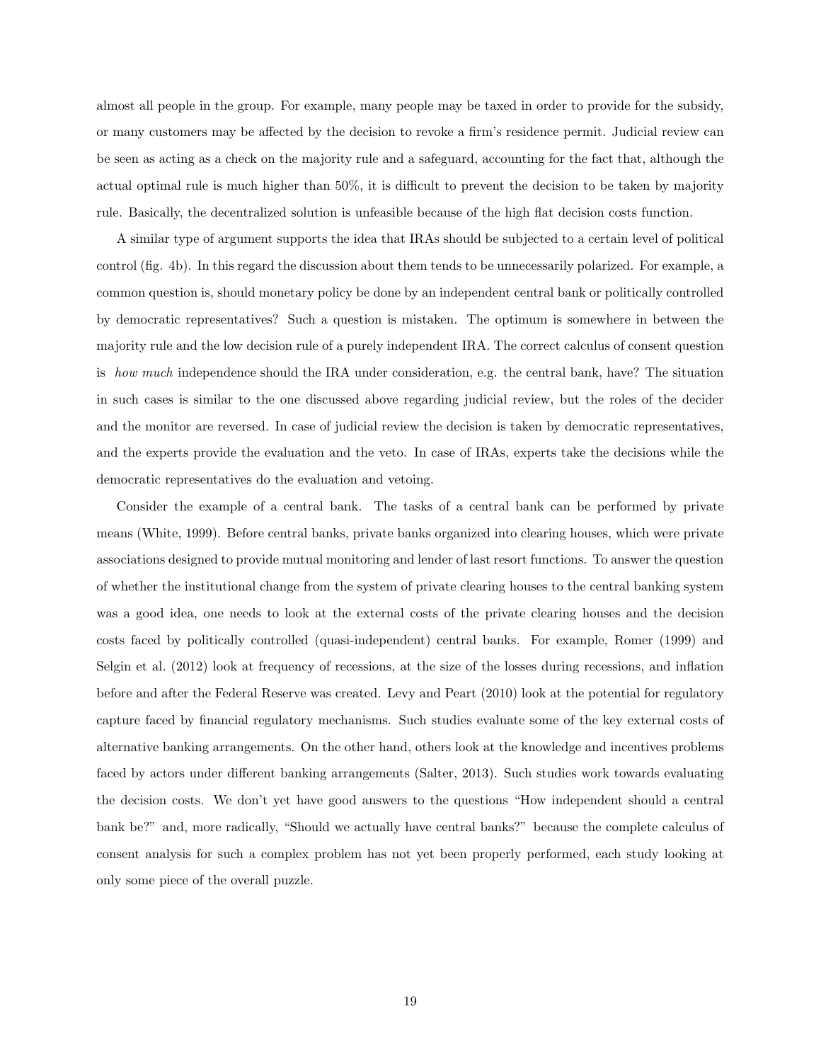almost all people in the group. For example, many people may be taxed in order to provide for the subsidy, or many customers may be affected by the decision to revoke a firm's residence permit. Judicial review can be seen as acting as a check on the majority rule and a safeguard, accounting for the fact that, although the actual optimal rule is much higher than 50%, it is difficult to prevent the decision to be taken by majority rule. Basically, the decentralized solution is unfeasible because of the high flat decision costs function.

A similar type of argument supports the idea that IRAs should be subjected to a certain level of political control (fig. 4b). In this regard the discussion about them tends to be unnecessarily polarized. For example, a common question is, should monetary policy be done by an independent central bank or politically controlled by democratic representatives? Such a question is mistaken. The optimum is somewhere in between the majority rule and the low decision rule of a purely independent IRA. The correct calculus of consent question is *how much* independence should the IRA under consideration, e.g. the central bank, have? The situation in such cases is similar to the one discussed above regarding judicial review, but the roles of the decider and the monitor are reversed. In case of judicial review the decision is taken by democratic representatives, and the experts provide the evaluation and the veto. In case of IRAs, experts take the decisions while the democratic representatives do the evaluation and vetoing.

Consider the example of a central bank. The tasks of a central bank can be performed by private means (White, 1999). Before central banks, private banks organized into clearing houses, which were private associations designed to provide mutual monitoring and lender of last resort functions. To answer the question of whether the institutional change from the system of private clearing houses to the central banking system was a good idea, one needs to look at the external costs of the private clearing houses and the decision costs faced by politically controlled (quasi-independent) central banks. For example, Romer (1999) and Selgin et al. (2012) look at frequency of recessions, at the size of the losses during recessions, and inflation before and after the Federal Reserve was created. Levy and Peart (2010) look at the potential for regulatory capture faced by financial regulatory mechanisms. Such studies evaluate some of the key external costs of alternative banking arrangements. On the other hand, others look at the knowledge and incentives problems faced by actors under different banking arrangements (Salter, 2013). Such studies work towards evaluating the decision costs. We don't yet have good answers to the questions "How independent should a central bank be?" and, more radically, "Should we actually have central banks?" because the complete calculus of consent analysis for such a complex problem has not yet been properly performed, each study looking at only some piece of the overall puzzle.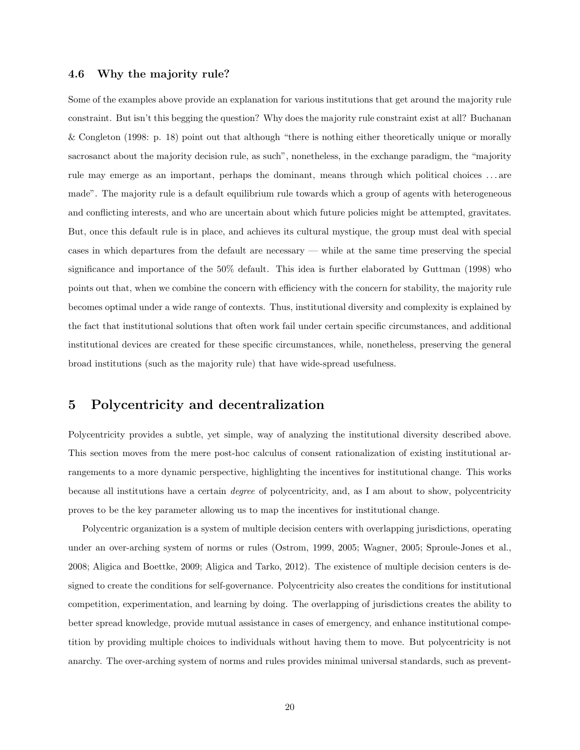### 4.6 Why the majority rule?

Some of the examples above provide an explanation for various institutions that get around the majority rule constraint. But isn't this begging the question? Why does the majority rule constraint exist at all? Buchanan & Congleton (1998: p. 18) point out that although "there is nothing either theoretically unique or morally sacrosanct about the majority decision rule, as such", nonetheless, in the exchange paradigm, the "majority rule may emerge as an important, perhaps the dominant, means through which political choices . . . are made". The majority rule is a default equilibrium rule towards which a group of agents with heterogeneous and conflicting interests, and who are uncertain about which future policies might be attempted, gravitates. But, once this default rule is in place, and achieves its cultural mystique, the group must deal with special cases in which departures from the default are necessary — while at the same time preserving the special significance and importance of the 50% default. This idea is further elaborated by Guttman (1998) who points out that, when we combine the concern with efficiency with the concern for stability, the majority rule becomes optimal under a wide range of contexts. Thus, institutional diversity and complexity is explained by the fact that institutional solutions that often work fail under certain specific circumstances, and additional institutional devices are created for these specific circumstances, while, nonetheless, preserving the general broad institutions (such as the majority rule) that have wide-spread usefulness.

## 5 Polycentricity and decentralization

Polycentricity provides a subtle, yet simple, way of analyzing the institutional diversity described above. This section moves from the mere post-hoc calculus of consent rationalization of existing institutional arrangements to a more dynamic perspective, highlighting the incentives for institutional change. This works because all institutions have a certain *degree* of polycentricity, and, as I am about to show, polycentricity proves to be the key parameter allowing us to map the incentives for institutional change.

Polycentric organization is a system of multiple decision centers with overlapping jurisdictions, operating under an over-arching system of norms or rules (Ostrom, 1999, 2005; Wagner, 2005; Sproule-Jones et al., 2008; Aligica and Boettke, 2009; Aligica and Tarko, 2012). The existence of multiple decision centers is designed to create the conditions for self-governance. Polycentricity also creates the conditions for institutional competition, experimentation, and learning by doing. The overlapping of jurisdictions creates the ability to better spread knowledge, provide mutual assistance in cases of emergency, and enhance institutional competition by providing multiple choices to individuals without having them to move. But polycentricity is not anarchy. The over-arching system of norms and rules provides minimal universal standards, such as prevent-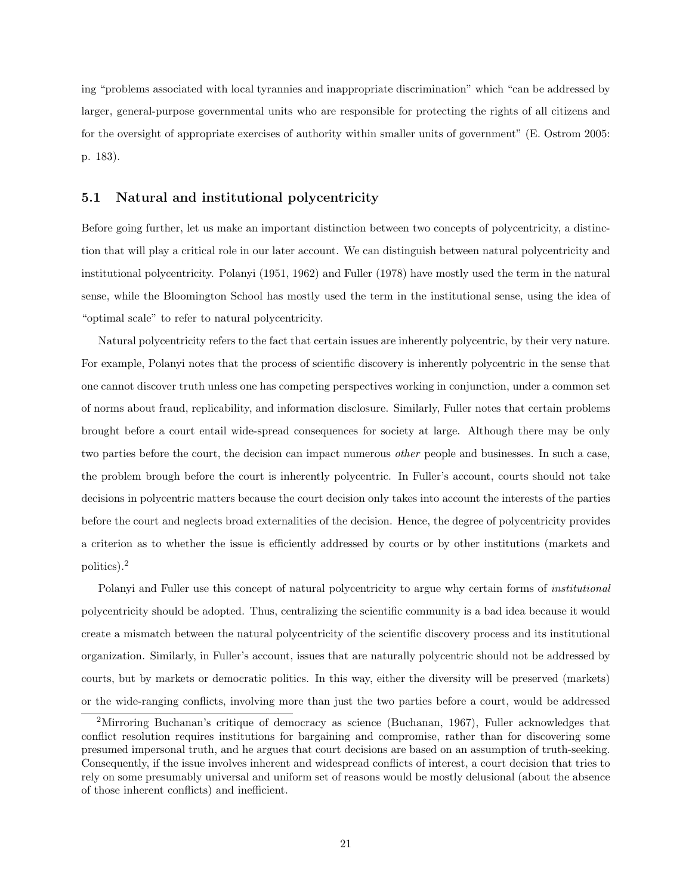ing "problems associated with local tyrannies and inappropriate discrimination" which "can be addressed by larger, general-purpose governmental units who are responsible for protecting the rights of all citizens and for the oversight of appropriate exercises of authority within smaller units of government" (E. Ostrom 2005: p. 183).

### 5.1 Natural and institutional polycentricity

Before going further, let us make an important distinction between two concepts of polycentricity, a distinction that will play a critical role in our later account. We can distinguish between natural polycentricity and institutional polycentricity. Polanyi (1951, 1962) and Fuller (1978) have mostly used the term in the natural sense, while the Bloomington School has mostly used the term in the institutional sense, using the idea of "optimal scale" to refer to natural polycentricity.

Natural polycentricity refers to the fact that certain issues are inherently polycentric, by their very nature. For example, Polanyi notes that the process of scientific discovery is inherently polycentric in the sense that one cannot discover truth unless one has competing perspectives working in conjunction, under a common set of norms about fraud, replicability, and information disclosure. Similarly, Fuller notes that certain problems brought before a court entail wide-spread consequences for society at large. Although there may be only two parties before the court, the decision can impact numerous *other* people and businesses. In such a case, the problem brough before the court is inherently polycentric. In Fuller's account, courts should not take decisions in polycentric matters because the court decision only takes into account the interests of the parties before the court and neglects broad externalities of the decision. Hence, the degree of polycentricity provides a criterion as to whether the issue is efficiently addressed by courts or by other institutions (markets and politics).[2]

Polanyi and Fuller use this concept of natural polycentricity to argue why certain forms of *institutional* polycentricity should be adopted. Thus, centralizing the scientific community is a bad idea because it would create a mismatch between the natural polycentricity of the scientific discovery process and its institutional organization. Similarly, in Fuller's account, issues that are naturally polycentric should not be addressed by courts, but by markets or democratic politics. In this way, either the diversity will be preserved (markets) or the wide-ranging conflicts, involving more than just the two parties before a court, would be addressed

[2] Mirroring Buchanan's critique of democracy as science (Buchanan, 1967), Fuller acknowledges that conflict resolution requires institutions for bargaining and compromise, rather than for discovering some presumed impersonal truth, and he argues that court decisions are based on an assumption of truth-seeking. Consequently, if the issue involves inherent and widespread conflicts of interest, a court decision that tries to rely on some presumably universal and uniform set of reasons would be mostly delusional (about the absence of those inherent conflicts) and inefficient.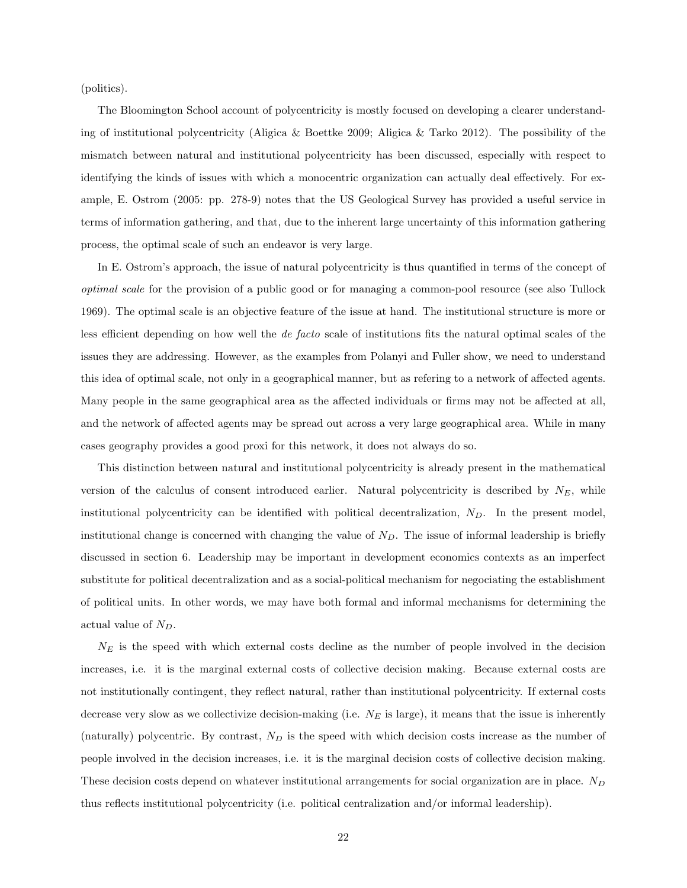(politics).

The Bloomington School account of polycentricity is mostly focused on developing a clearer understanding of institutional polycentricity (Aligica & Boettke 2009; Aligica & Tarko 2012). The possibility of the mismatch between natural and institutional polycentricity has been discussed, especially with respect to identifying the kinds of issues with which a monocentric organization can actually deal effectively. For example, E. Ostrom (2005: pp. 278-9) notes that the US Geological Survey has provided a useful service in terms of information gathering, and that, due to the inherent large uncertainty of this information gathering process, the optimal scale of such an endeavor is very large.

In E. Ostrom's approach, the issue of natural polycentricity is thus quantified in terms of the concept of *optimal scale* for the provision of a public good or for managing a common-pool resource (see also Tullock 1969). The optimal scale is an objective feature of the issue at hand. The institutional structure is more or less efficient depending on how well the *de facto* scale of institutions fits the natural optimal scales of the issues they are addressing. However, as the examples from Polanyi and Fuller show, we need to understand this idea of optimal scale, not only in a geographical manner, but as refering to a network of affected agents. Many people in the same geographical area as the affected individuals or firms may not be affected at all, and the network of affected agents may be spread out across a very large geographical area. While in many cases geography provides a good proxi for this network, it does not always do so.

This distinction between natural and institutional polycentricity is already present in the mathematical version of the calculus of consent introduced earlier. Natural polycentricity is described by $N_E$, while institutional polycentricity can be identified with political decentralization, $N_D$. In the present model, institutional change is concerned with changing the value of $N_D$. The issue of informal leadership is briefly discussed in section 6. Leadership may be important in development economics contexts as an imperfect substitute for political decentralization and as a social-political mechanism for negociating the establishment of political units. In other words, we may have both formal and informal mechanisms for determining the actual value of $N_D$.

$N_E$ is the speed with which external costs decline as the number of people involved in the decision increases, i.e. it is the marginal external costs of collective decision making. Because external costs are not institutionally contingent, they reflect natural, rather than institutional polycentricity. If external costs decrease very slow as we collectivize decision-making (i.e. $N_E$ is large), it means that the issue is inherently (naturally) polycentric. By contrast, $N_D$ is the speed with which decision costs increase as the number of people involved in the decision increases, i.e. it is the marginal decision costs of collective decision making. These decision costs depend on whatever institutional arrangements for social organization are in place. $N_D$ thus reflects institutional polycentricity (i.e. political centralization and/or informal leadership).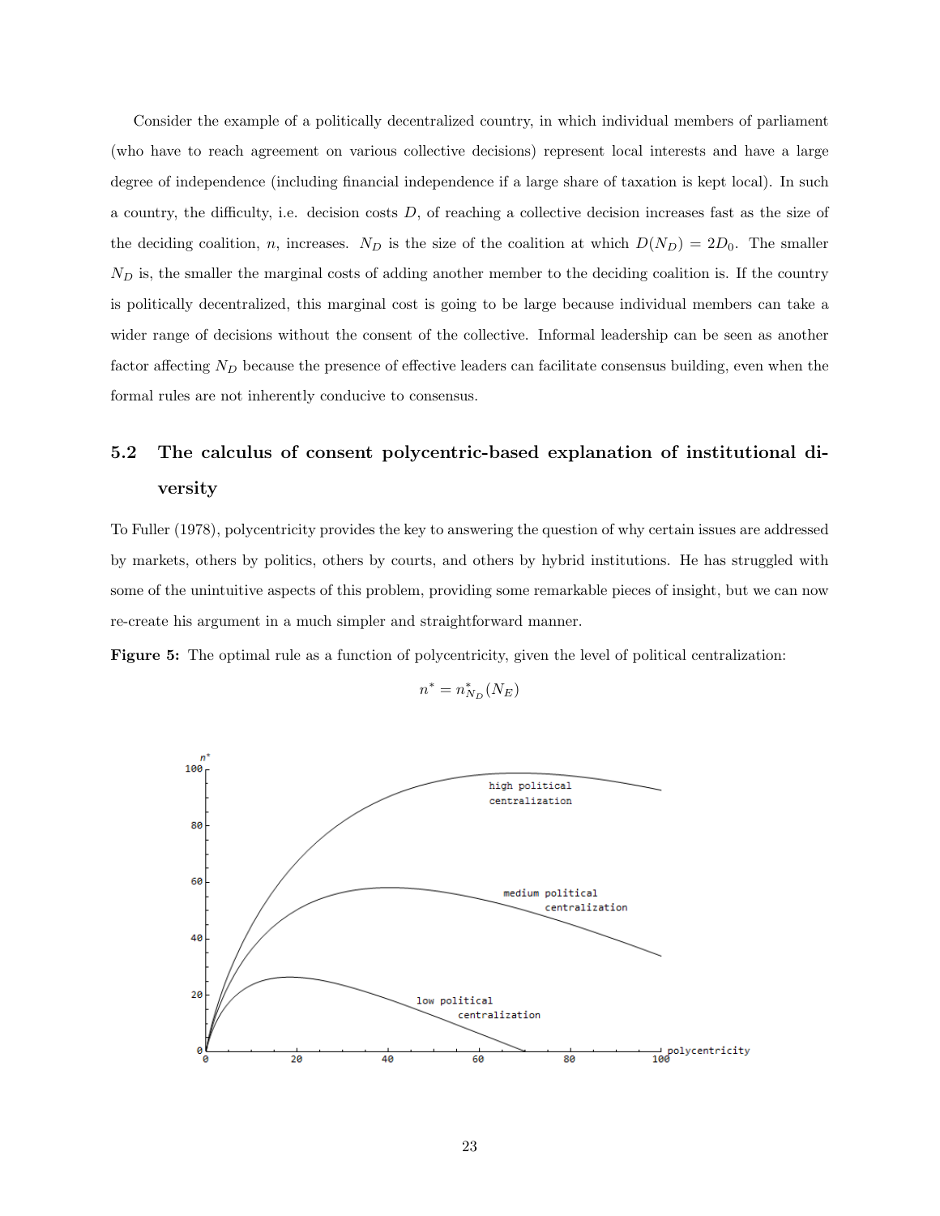Consider the example of a politically decentralized country, in which individual members of parliament (who have to reach agreement on various collective decisions) represent local interests and have a large degree of independence (including financial independence if a large share of taxation is kept local). In such a country, the difficulty, i.e. decision costs $D$, of reaching a collective decision increases fast as the size of the deciding coalition, $n$, increases. $N_D$ is the size of the coalition at which $D(N_D) = 2D_0$. The smaller $N_D$ is, the smaller the marginal costs of adding another member to the deciding coalition is. If the country is politically decentralized, this marginal cost is going to be large because individual members can take a wider range of decisions without the consent of the collective. Informal leadership can be seen as another factor affecting $N_D$ because the presence of effective leaders can facilitate consensus building, even when the formal rules are not inherently conducive to consensus.

## 5.2 The calculus of consent polycentric-based explanation of institutional diversity

To Fuller (1978), polycentricity provides the key to answering the question of why certain issues are addressed by markets, others by politics, others by courts, and others by hybrid institutions. He has struggled with some of the unintuitive aspects of this problem, providing some remarkable pieces of insight, but we can now re-create his argument in a much simpler and straightforward manner.

**Figure 5:** The optimal rule as a function of polycentricity, given the level of political centralization:

$$n^* = n^*_{N_D}(N_E)$$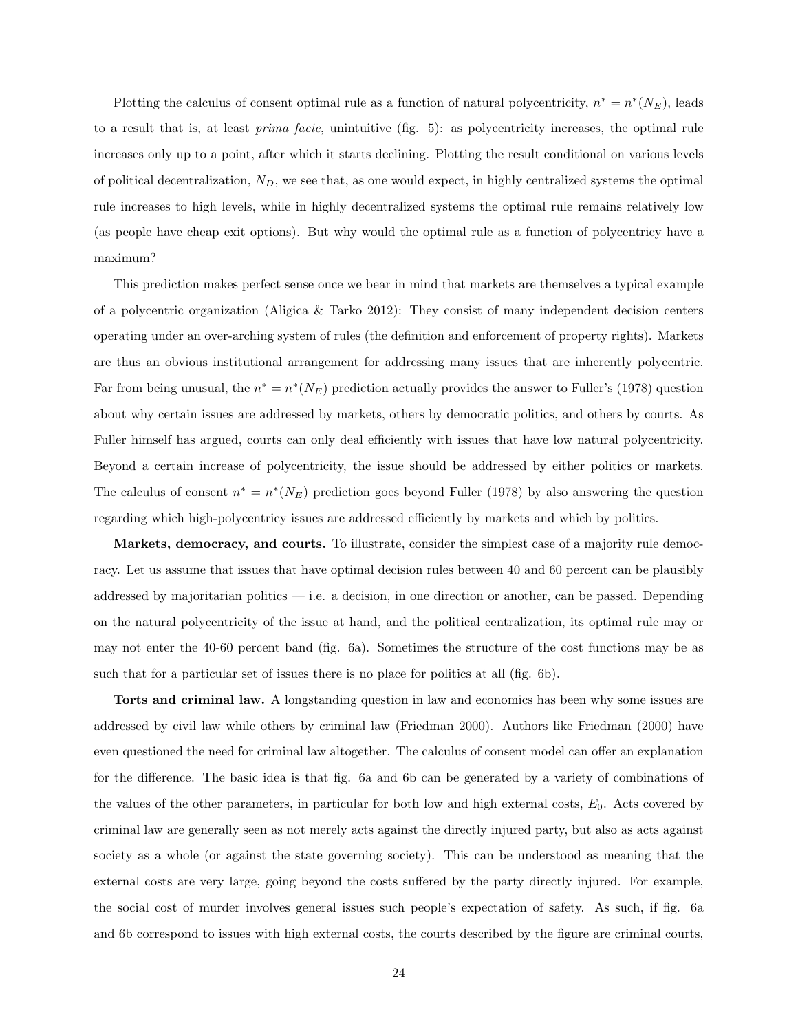Plotting the calculus of consent optimal rule as a function of natural polycentricity, $n^* = n^*(N_E)$, leads to a result that is, at least *prima facie*, unintuitive (fig. 5): as polycentricity increases, the optimal rule increases only up to a point, after which it starts declining. Plotting the result conditional on various levels of political decentralization, $N_D$, we see that, as one would expect, in highly centralized systems the optimal rule increases to high levels, while in highly decentralized systems the optimal rule remains relatively low (as people have cheap exit options). But why would the optimal rule as a function of polycentricy have a maximum?

This prediction makes perfect sense once we bear in mind that markets are themselves a typical example of a polycentric organization (Aligica & Tarko 2012): They consist of many independent decision centers operating under an over-arching system of rules (the definition and enforcement of property rights). Markets are thus an obvious institutional arrangement for addressing many issues that are inherently polycentric. Far from being unusual, the $n^* = n^*(N_E)$ prediction actually provides the answer to Fuller's (1978) question about why certain issues are addressed by markets, others by democratic politics, and others by courts. As Fuller himself has argued, courts can only deal efficiently with issues that have low natural polycentricity. Beyond a certain increase of polycentricity, the issue should be addressed by either politics or markets. The calculus of consent $n^* = n^*(N_E)$ prediction goes beyond Fuller (1978) by also answering the question regarding which high-polycentricy issues are addressed efficiently by markets and which by politics.

**Markets, democracy, and courts.** To illustrate, consider the simplest case of a majority rule democracy. Let us assume that issues that have optimal decision rules between 40 and 60 percent can be plausibly addressed by majoritarian politics — i.e. a decision, in one direction or another, can be passed. Depending on the natural polycentricity of the issue at hand, and the political centralization, its optimal rule may or may not enter the 40-60 percent band (fig. 6a). Sometimes the structure of the cost functions may be as such that for a particular set of issues there is no place for politics at all (fig. 6b).

**Torts and criminal law.** A longstanding question in law and economics has been why some issues are addressed by civil law while others by criminal law (Friedman 2000). Authors like Friedman (2000) have even questioned the need for criminal law altogether. The calculus of consent model can offer an explanation for the difference. The basic idea is that fig. 6a and 6b can be generated by a variety of combinations of the values of the other parameters, in particular for both low and high external costs, $E_0$. Acts covered by criminal law are generally seen as not merely acts against the directly injured party, but also as acts against society as a whole (or against the state governing society). This can be understood as meaning that the external costs are very large, going beyond the costs suffered by the party directly injured. For example, the social cost of murder involves general issues such people's expectation of safety. As such, if fig. 6a and 6b correspond to issues with high external costs, the courts described by the figure are criminal courts,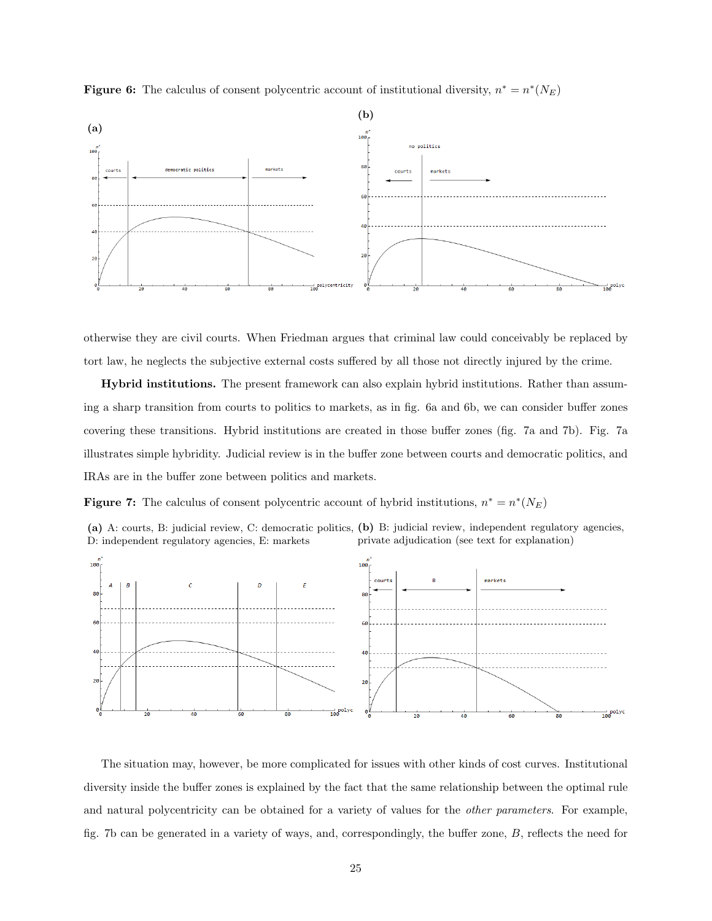**Figure 6:** The calculus of consent polycentric account of institutional diversity, $n^* = n^*(N_E)$

(a)

(b)

otherwise they are civil courts. When Friedman argues that criminal law could conceivably be replaced by tort law, he neglects the subjective external costs suffered by all those not directly injured by the crime.

**Hybrid institutions.** The present framework can also explain hybrid institutions. Rather than assuming a sharp transition from courts to politics to markets, as in fig. 6a and 6b, we can consider buffer zones covering these transitions. Hybrid institutions are created in those buffer zones (fig. 7a and 7b). Fig. 7a illustrates simple hybridity. Judicial review is in the buffer zone between courts and democratic politics, and IRAs are in the buffer zone between politics and markets.

**Figure 7:** The calculus of consent polycentric account of hybrid institutions, $n^* = n^*(N_E)$

**(a)** A: courts, B: judicial review, C: democratic politics, D: independent regulatory agencies, E: markets

**(b)** B: judicial review, independent regulatory agencies, private adjudication (see text for explanation)

The situation may, however, be more complicated for issues with other kinds of cost curves. Institutional diversity inside the buffer zones is explained by the fact that the same relationship between the optimal rule and natural polycentricity can be obtained for a variety of values for the *other parameters*. For example, fig. 7b can be generated in a variety of ways, and, correspondingly, the buffer zone, $B$, reflects the need for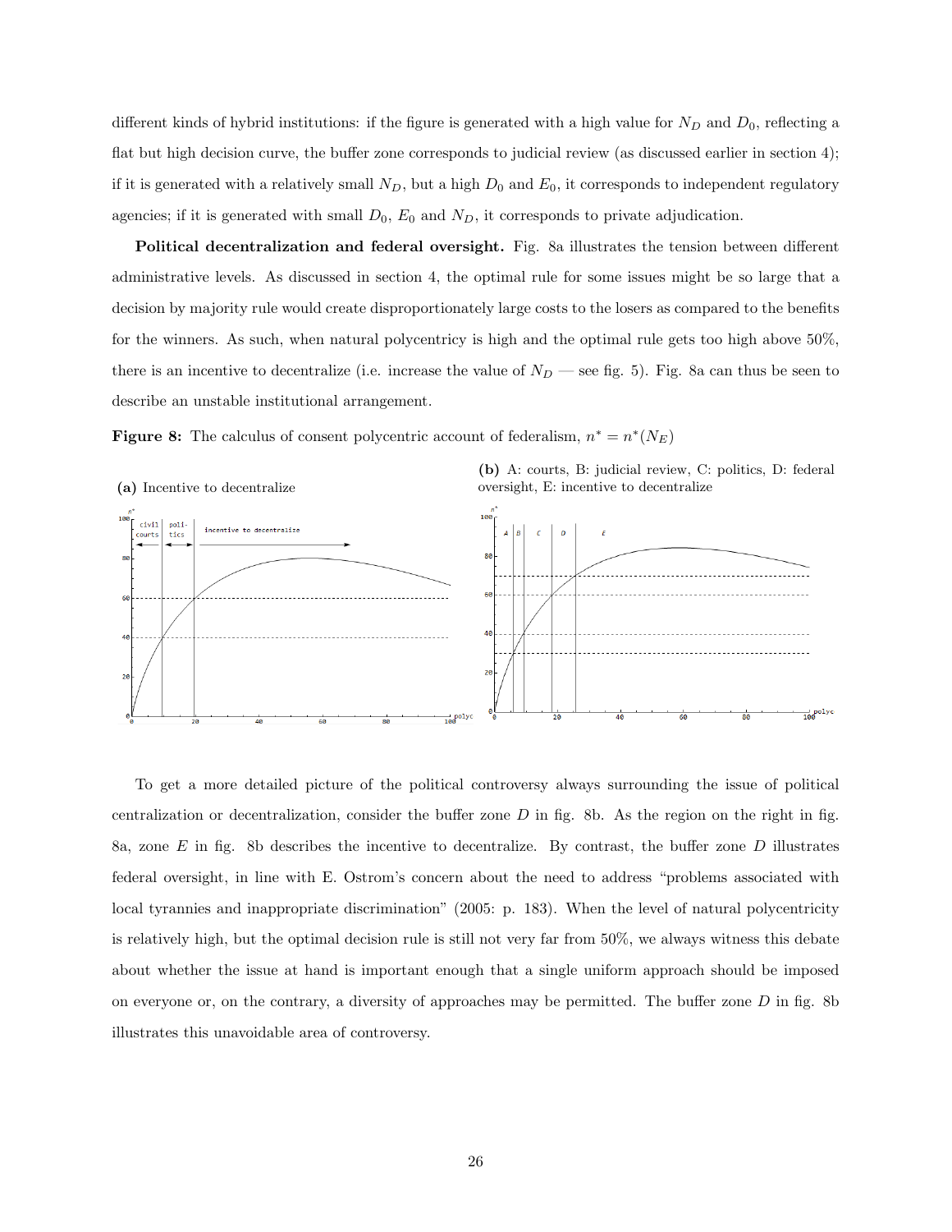different kinds of hybrid institutions: if the figure is generated with a high value for $N_D$ and $D_0$, reflecting a flat but high decision curve, the buffer zone corresponds to judicial review (as discussed earlier in section 4); if it is generated with a relatively small $N_D$, but a high $D_0$ and $E_0$, it corresponds to independent regulatory agencies; if it is generated with small $D_0$, $E_0$ and $N_D$, it corresponds to private adjudication.

**Political decentralization and federal oversight.** Fig. 8a illustrates the tension between different administrative levels. As discussed in section 4, the optimal rule for some issues might be so large that a decision by majority rule would create disproportionately large costs to the losers as compared to the benefits for the winners. As such, when natural polycentricy is high and the optimal rule gets too high above 50%, there is an incentive to decentralize (i.e. increase the value of $N_D$ — see fig. 5). Fig. 8a can thus be seen to describe an unstable institutional arrangement.

**Figure 8:** The calculus of consent polycentric account of federalism, $n^* = n^*(N_E)$

**(a)** Incentive to decentralize

**(b)** A: courts, B: judicial review, C: politics, D: federal oversight, E: incentive to decentralize

To get a more detailed picture of the political controversy always surrounding the issue of political centralization or decentralization, consider the buffer zone $D$ in fig. 8b. As the region on the right in fig. 8a, zone $E$ in fig. 8b describes the incentive to decentralize. By contrast, the buffer zone $D$ illustrates federal oversight, in line with E. Ostrom's concern about the need to address "problems associated with local tyrannies and inappropriate discrimination" (2005: p. 183). When the level of natural polycentricity is relatively high, but the optimal decision rule is still not very far from 50%, we always witness this debate about whether the issue at hand is important enough that a single uniform approach should be imposed on everyone or, on the contrary, a diversity of approaches may be permitted. The buffer zone $D$ in fig. 8b illustrates this unavoidable area of controversy.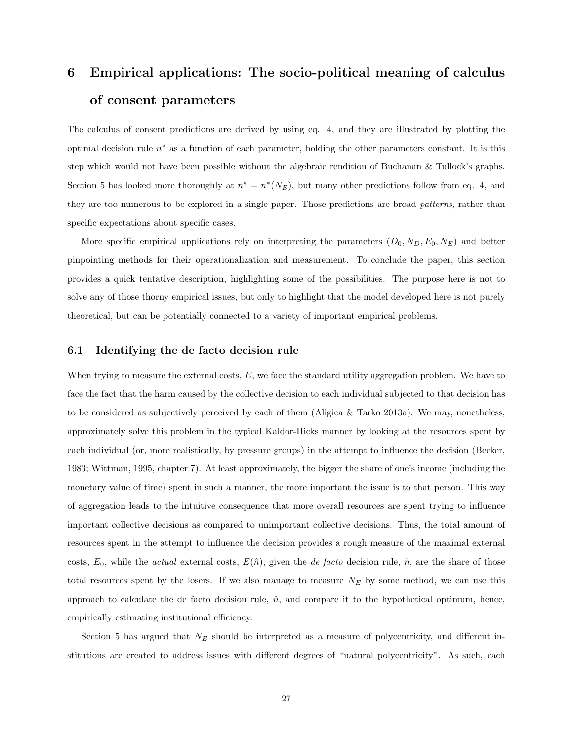## 6 Empirical applications: The socio-political meaning of calculus of consent parameters

The calculus of consent predictions are derived by using eq. 4, and they are illustrated by plotting the optimal decision rule $n^*$ as a function of each parameter, holding the other parameters constant. It is this step which would not have been possible without the algebraic rendition of Buchanan & Tullock's graphs. Section 5 has looked more thoroughly at $n^* = n^*(N_E)$, but many other predictions follow from eq. 4, and they are too numerous to be explored in a single paper. Those predictions are broad *patterns*, rather than specific expectations about specific cases.

More specific empirical applications rely on interpreting the parameters $(D_0, N_D, E_0, N_E)$ and better pinpointing methods for their operationalization and measurement. To conclude the paper, this section provides a quick tentative description, highlighting some of the possibilities. The purpose here is not to solve any of those thorny empirical issues, but only to highlight that the model developed here is not purely theoretical, but can be potentially connected to a variety of important empirical problems.

### 6.1 Identifying the de facto decision rule

When trying to measure the external costs, $E$, we face the standard utility aggregation problem. We have to face the fact that the harm caused by the collective decision to each individual subjected to that decision has to be considered as subjectively perceived by each of them (Aligica & Tarko 2013a). We may, nonetheless, approximately solve this problem in the typical Kaldor-Hicks manner by looking at the resources spent by each individual (or, more realistically, by pressure groups) in the attempt to influence the decision (Becker, 1983; Wittman, 1995, chapter 7). At least approximately, the bigger the share of one's income (including the monetary value of time) spent in such a manner, the more important the issue is to that person. This way of aggregation leads to the intuitive consequence that more overall resources are spent trying to influence important collective decisions as compared to unimportant collective decisions. Thus, the total amount of resources spent in the attempt to influence the decision provides a rough measure of the maximal external costs, $E_0$, while the *actual* external costs, $E(\hat{n})$, given the *de facto* decision rule, $\hat{n}$, are the share of those total resources spent by the losers. If we also manage to measure $N_E$ by some method, we can use this approach to calculate the de facto decision rule, $\hat{n}$, and compare it to the hypothetical optimum, hence, empirically estimating institutional efficiency.

Section 5 has argued that $N_E$ should be interpreted as a measure of polycentricity, and different institutions are created to address issues with different degrees of "natural polycentricity". As such, each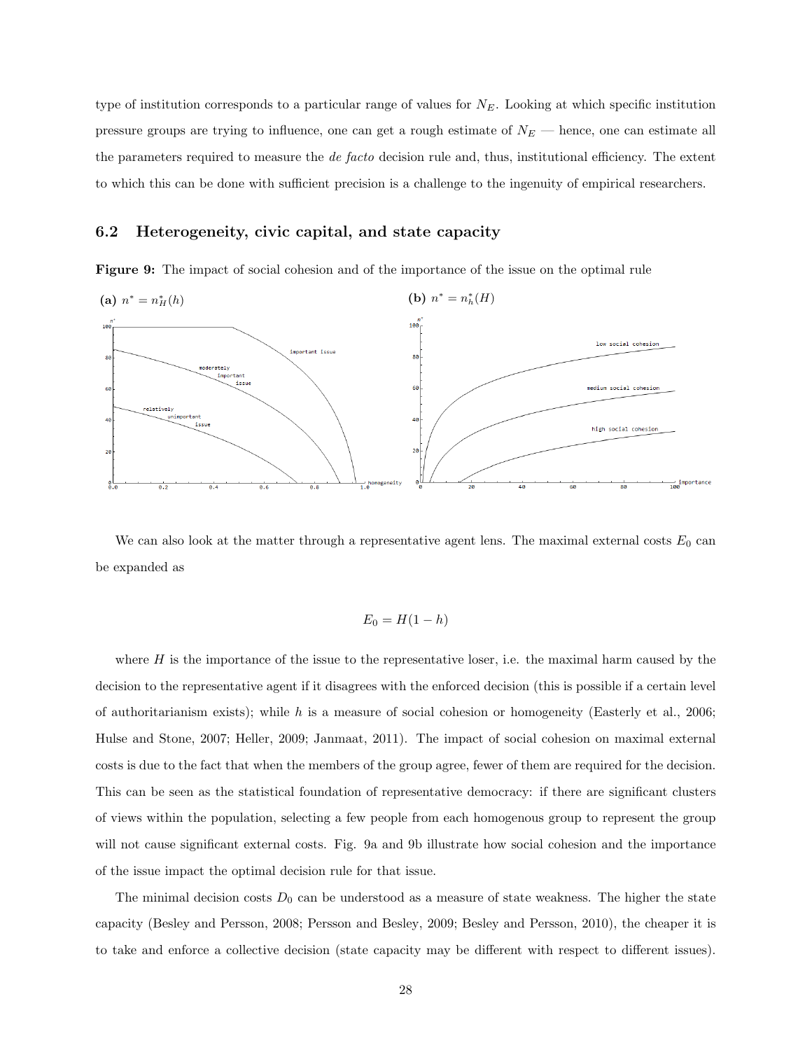type of institution corresponds to a particular range of values for $N_E$. Looking at which specific institution pressure groups are trying to influence, one can get a rough estimate of $N_E$ — hence, one can estimate all the parameters required to measure the *de facto* decision rule and, thus, institutional efficiency. The extent to which this can be done with sufficient precision is a challenge to the ingenuity of empirical researchers.

## 6.2 Heterogeneity, civic capital, and state capacity

**Figure 9:** The impact of social cohesion and of the importance of the issue on the optimal rule

**(a)** $n^* = n^*_H(h)$ **(b)** $n^* = n^*_h(H)$

We can also look at the matter through a representative agent lens. The maximal external costs $E_0$ can be expanded as

$$E_0 = H(1 - h)$$

where $H$ is the importance of the issue to the representative loser, i.e. the maximal harm caused by the decision to the representative agent if it disagrees with the enforced decision (this is possible if a certain level of authoritarianism exists); while $h$ is a measure of social cohesion or homogeneity (Easterly et al., 2006; Hulse and Stone, 2007; Heller, 2009; Janmaat, 2011). The impact of social cohesion on maximal external costs is due to the fact that when the members of the group agree, fewer of them are required for the decision. This can be seen as the statistical foundation of representative democracy: if there are significant clusters of views within the population, selecting a few people from each homogenous group to represent the group will not cause significant external costs. Fig. 9a and 9b illustrate how social cohesion and the importance of the issue impact the optimal decision rule for that issue.

The minimal decision costs $D_0$ can be understood as a measure of state weakness. The higher the state capacity (Besley and Persson, 2008; Persson and Besley, 2009; Besley and Persson, 2010), the cheaper it is to take and enforce a collective decision (state capacity may be different with respect to different issues).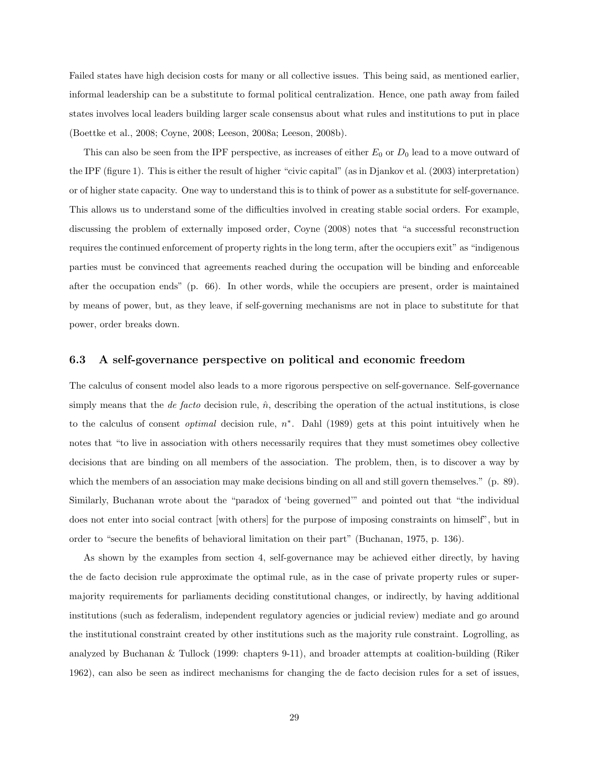Failed states have high decision costs for many or all collective issues. This being said, as mentioned earlier, informal leadership can be a substitute to formal political centralization. Hence, one path away from failed states involves local leaders building larger scale consensus about what rules and institutions to put in place (Boettke et al., 2008; Coyne, 2008; Leeson, 2008a; Leeson, 2008b).

This can also be seen from the IPF perspective, as increases of either $E_0$ or $D_0$ lead to a move outward of the IPF (figure 1). This is either the result of higher "civic capital" (as in Djankov et al. (2003) interpretation) or of higher state capacity. One way to understand this is to think of power as a substitute for self-governance. This allows us to understand some of the difficulties involved in creating stable social orders. For example, discussing the problem of externally imposed order, Coyne (2008) notes that "a successful reconstruction requires the continued enforcement of property rights in the long term, after the occupiers exit" as "indigenous parties must be convinced that agreements reached during the occupation will be binding and enforceable after the occupation ends" (p. 66). In other words, while the occupiers are present, order is maintained by means of power, but, as they leave, if self-governing mechanisms are not in place to substitute for that power, order breaks down.

### 6.3 A self-governance perspective on political and economic freedom

The calculus of consent model also leads to a more rigorous perspective on self-governance. Self-governance simply means that the *de facto* decision rule, $\hat{n}$, describing the operation of the actual institutions, is close to the calculus of consent *optimal* decision rule, $n^*$. Dahl (1989) gets at this point intuitively when he notes that "to live in association with others necessarily requires that they must sometimes obey collective decisions that are binding on all members of the association. The problem, then, is to discover a way by which the members of an association may make decisions binding on all and still govern themselves." (p. 89). Similarly, Buchanan wrote about the "paradox of 'being governed'" and pointed out that "the individual does not enter into social contract [with others] for the purpose of imposing constraints on himself", but in order to "secure the benefits of behavioral limitation on their part" (Buchanan, 1975, p. 136).

As shown by the examples from section 4, self-governance may be achieved either directly, by having the de facto decision rule approximate the optimal rule, as in the case of private property rules or super-majority requirements for parliaments deciding constitutional changes, or indirectly, by having additional institutions (such as federalism, independent regulatory agencies or judicial review) mediate and go around the institutional constraint created by other institutions such as the majority rule constraint. Logrolling, as analyzed by Buchanan & Tullock (1999: chapters 9-11), and broader attempts at coalition-building (Riker 1962), can also be seen as indirect mechanisms for changing the de facto decision rules for a set of issues,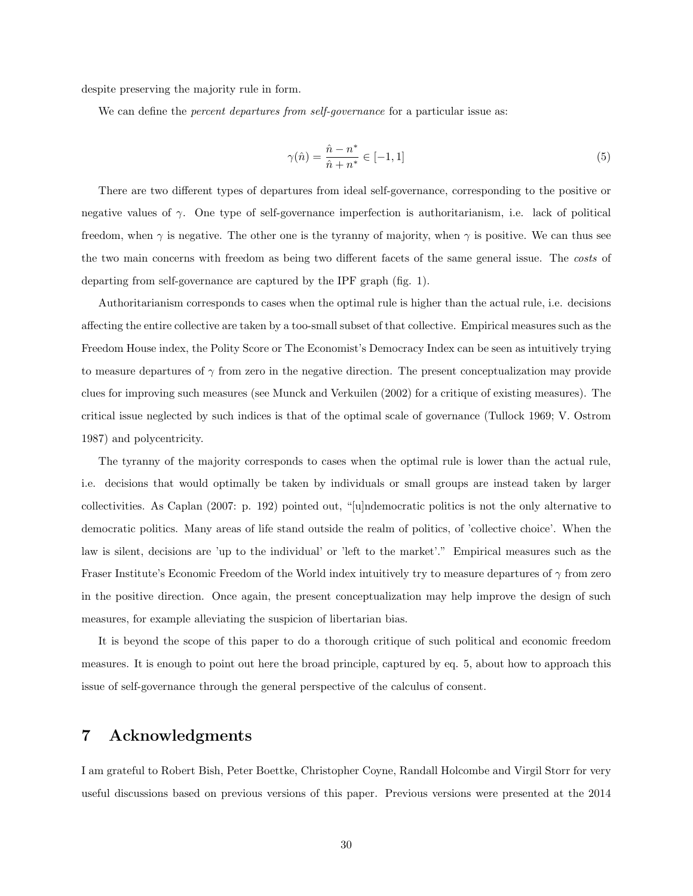despite preserving the majority rule in form.

We can define the *percent departures from self-governance* for a particular issue as:

$$\gamma(\hat{n}) = \frac{\hat{n} - n^*}{\hat{n} + n^*} \in [-1, 1] \tag{5}$$

There are two different types of departures from ideal self-governance, corresponding to the positive or negative values of $\gamma$. One type of self-governance imperfection is authoritarianism, i.e. lack of political freedom, when $\gamma$ is negative. The other one is the tyranny of majority, when $\gamma$ is positive. We can thus see the two main concerns with freedom as being two different facets of the same general issue. The *costs* of departing from self-governance are captured by the IPF graph (fig. 1).

Authoritarianism corresponds to cases when the optimal rule is higher than the actual rule, i.e. decisions affecting the entire collective are taken by a too-small subset of that collective. Empirical measures such as the Freedom House index, the Polity Score or The Economist's Democracy Index can be seen as intuitively trying to measure departures of $\gamma$ from zero in the negative direction. The present conceptualization may provide clues for improving such measures (see Munck and Verkuilen (2002) for a critique of existing measures). The critical issue neglected by such indices is that of the optimal scale of governance (Tullock 1969; V. Ostrom 1987) and polycentricity.

The tyranny of the majority corresponds to cases when the optimal rule is lower than the actual rule, i.e. decisions that would optimally be taken by individuals or small groups are instead taken by larger collectivities. As Caplan (2007: p. 192) pointed out, "[u]ndemocratic politics is not the only alternative to democratic politics. Many areas of life stand outside the realm of politics, of 'collective choice'. When the law is silent, decisions are 'up to the individual' or 'left to the market'." Empirical measures such as the Fraser Institute's Economic Freedom of the World index intuitively try to measure departures of $\gamma$ from zero in the positive direction. Once again, the present conceptualization may help improve the design of such measures, for example alleviating the suspicion of libertarian bias.

It is beyond the scope of this paper to do a thorough critique of such political and economic freedom measures. It is enough to point out here the broad principle, captured by eq. 5, about how to approach this issue of self-governance through the general perspective of the calculus of consent.

# 7 Acknowledgments

I am grateful to Robert Bish, Peter Boettke, Christopher Coyne, Randall Holcombe and Virgil Storr for very useful discussions based on previous versions of this paper. Previous versions were presented at the 2014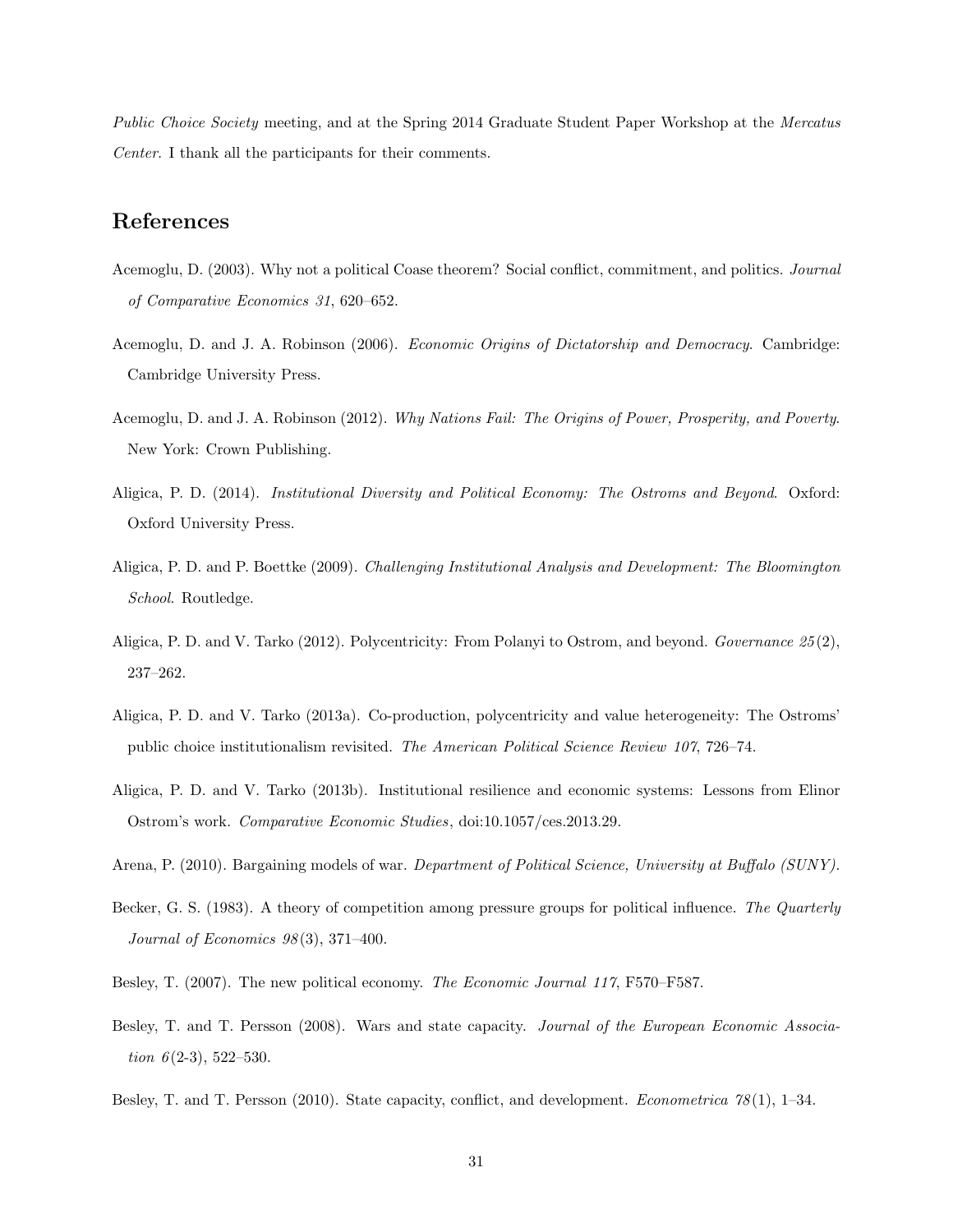*Public Choice Society* meeting, and at the Spring 2014 Graduate Student Paper Workshop at the *Mercatus Center*. I thank all the participants for their comments.

## References

Acemoglu, D. (2003). Why not a political Coase theorem? Social conflict, commitment, and politics. *Journal of Comparative Economics 31*, 620–652.

Acemoglu, D. and J. A. Robinson (2006). *Economic Origins of Dictatorship and Democracy*. Cambridge: Cambridge University Press.

Acemoglu, D. and J. A. Robinson (2012). *Why Nations Fail: The Origins of Power, Prosperity, and Poverty*. New York: Crown Publishing.

Aligica, P. D. (2014). *Institutional Diversity and Political Economy: The Ostroms and Beyond*. Oxford: Oxford University Press.

Aligica, P. D. and P. Boettke (2009). *Challenging Institutional Analysis and Development: The Bloomington School*. Routledge.

Aligica, P. D. and V. Tarko (2012). Polycentricity: From Polanyi to Ostrom, and beyond. *Governance 25*(2), 237–262.

Aligica, P. D. and V. Tarko (2013a). Co-production, polycentricity and value heterogeneity: The Ostroms' public choice institutionalism revisited. *The American Political Science Review 107*, 726–74.

Aligica, P. D. and V. Tarko (2013b). Institutional resilience and economic systems: Lessons from Elinor Ostrom's work. *Comparative Economic Studies*, doi:10.1057/ces.2013.29.

Arena, P. (2010). Bargaining models of war. *Department of Political Science, University at Buffalo (SUNY).*

Becker, G. S. (1983). A theory of competition among pressure groups for political influence. *The Quarterly Journal of Economics 98*(3), 371–400.

Besley, T. (2007). The new political economy. *The Economic Journal 117*, F570–F587.

Besley, T. and T. Persson (2008). Wars and state capacity. *Journal of the European Economic Association 6*(2-3), 522–530.

Besley, T. and T. Persson (2010). State capacity, conflict, and development. *Econometrica 78*(1), 1–34.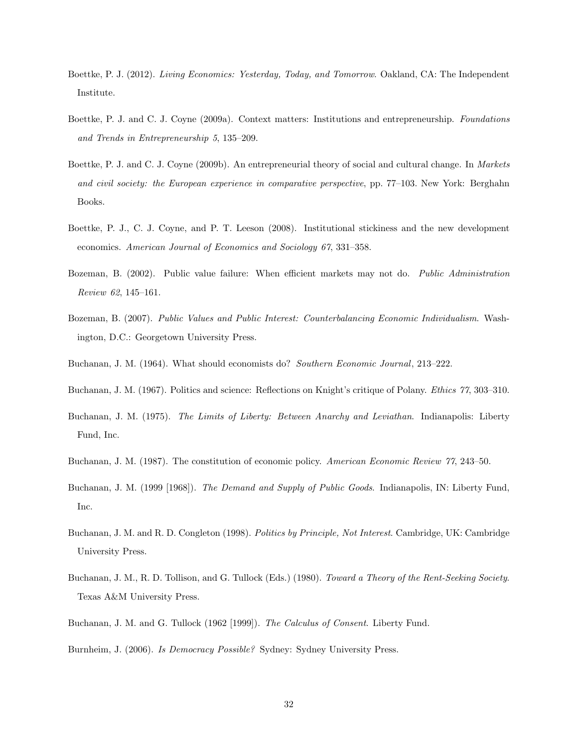Boettke, P. J. (2012). *Living Economics: Yesterday, Today, and Tomorrow*. Oakland, CA: The Independent Institute.

Boettke, P. J. and C. J. Coyne (2009a). Context matters: Institutions and entrepreneurship. *Foundations and Trends in Entrepreneurship 5*, 135–209.

Boettke, P. J. and C. J. Coyne (2009b). An entrepreneurial theory of social and cultural change. In *Markets and civil society: the European experience in comparative perspective*, pp. 77–103. New York: Berghahn Books.

Boettke, P. J., C. J. Coyne, and P. T. Leeson (2008). Institutional stickiness and the new development economics. *American Journal of Economics and Sociology 67*, 331–358.

Bozeman, B. (2002). Public value failure: When efficient markets may not do. *Public Administration Review 62*, 145–161.

Bozeman, B. (2007). *Public Values and Public Interest: Counterbalancing Economic Individualism*. Washington, D.C.: Georgetown University Press.

Buchanan, J. M. (1964). What should economists do? *Southern Economic Journal*, 213–222.

Buchanan, J. M. (1967). Politics and science: Reflections on Knight's critique of Polany. *Ethics 77*, 303–310.

Buchanan, J. M. (1975). *The Limits of Liberty: Between Anarchy and Leviathan*. Indianapolis: Liberty Fund, Inc.

Buchanan, J. M. (1987). The constitution of economic policy. *American Economic Review 77*, 243–50.

Buchanan, J. M. (1999 [1968]). *The Demand and Supply of Public Goods*. Indianapolis, IN: Liberty Fund, Inc.

Buchanan, J. M. and R. D. Congleton (1998). *Politics by Principle, Not Interest*. Cambridge, UK: Cambridge University Press.

Buchanan, J. M., R. D. Tollison, and G. Tullock (Eds.) (1980). *Toward a Theory of the Rent-Seeking Society*. Texas A&M University Press.

Buchanan, J. M. and G. Tullock (1962 [1999]). *The Calculus of Consent*. Liberty Fund.

Burnheim, J. (2006). *Is Democracy Possible?* Sydney: Sydney University Press.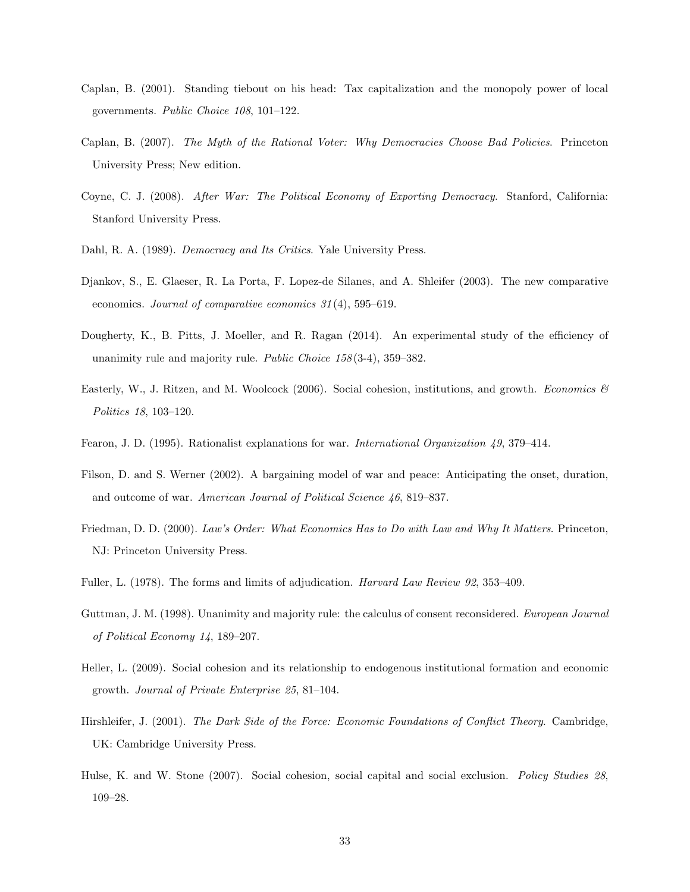Caplan, B. (2001). Standing tiebout on his head: Tax capitalization and the monopoly power of local governments. *Public Choice 108*, 101–122.

Caplan, B. (2007). *The Myth of the Rational Voter: Why Democracies Choose Bad Policies*. Princeton University Press; New edition.

Coyne, C. J. (2008). *After War: The Political Economy of Exporting Democracy*. Stanford, California: Stanford University Press.

Dahl, R. A. (1989). *Democracy and Its Critics*. Yale University Press.

Djankov, S., E. Glaeser, R. La Porta, F. Lopez-de Silanes, and A. Shleifer (2003). The new comparative economics. *Journal of comparative economics 31*(4), 595–619.

Dougherty, K., B. Pitts, J. Moeller, and R. Ragan (2014). An experimental study of the efficiency of unanimity rule and majority rule. *Public Choice 158*(3-4), 359–382.

Easterly, W., J. Ritzen, and M. Woolcock (2006). Social cohesion, institutions, and growth. *Economics & Politics 18*, 103–120.

Fearon, J. D. (1995). Rationalist explanations for war. *International Organization 49*, 379–414.

Filson, D. and S. Werner (2002). A bargaining model of war and peace: Anticipating the onset, duration, and outcome of war. *American Journal of Political Science 46*, 819–837.

Friedman, D. D. (2000). *Law's Order: What Economics Has to Do with Law and Why It Matters*. Princeton, NJ: Princeton University Press.

Fuller, L. (1978). The forms and limits of adjudication. *Harvard Law Review 92*, 353–409.

Guttman, J. M. (1998). Unanimity and majority rule: the calculus of consent reconsidered. *European Journal of Political Economy 14*, 189–207.

Heller, L. (2009). Social cohesion and its relationship to endogenous institutional formation and economic growth. *Journal of Private Enterprise 25*, 81–104.

Hirshleifer, J. (2001). *The Dark Side of the Force: Economic Foundations of Conflict Theory*. Cambridge, UK: Cambridge University Press.

Hulse, K. and W. Stone (2007). Social cohesion, social capital and social exclusion. *Policy Studies 28*, 109–28.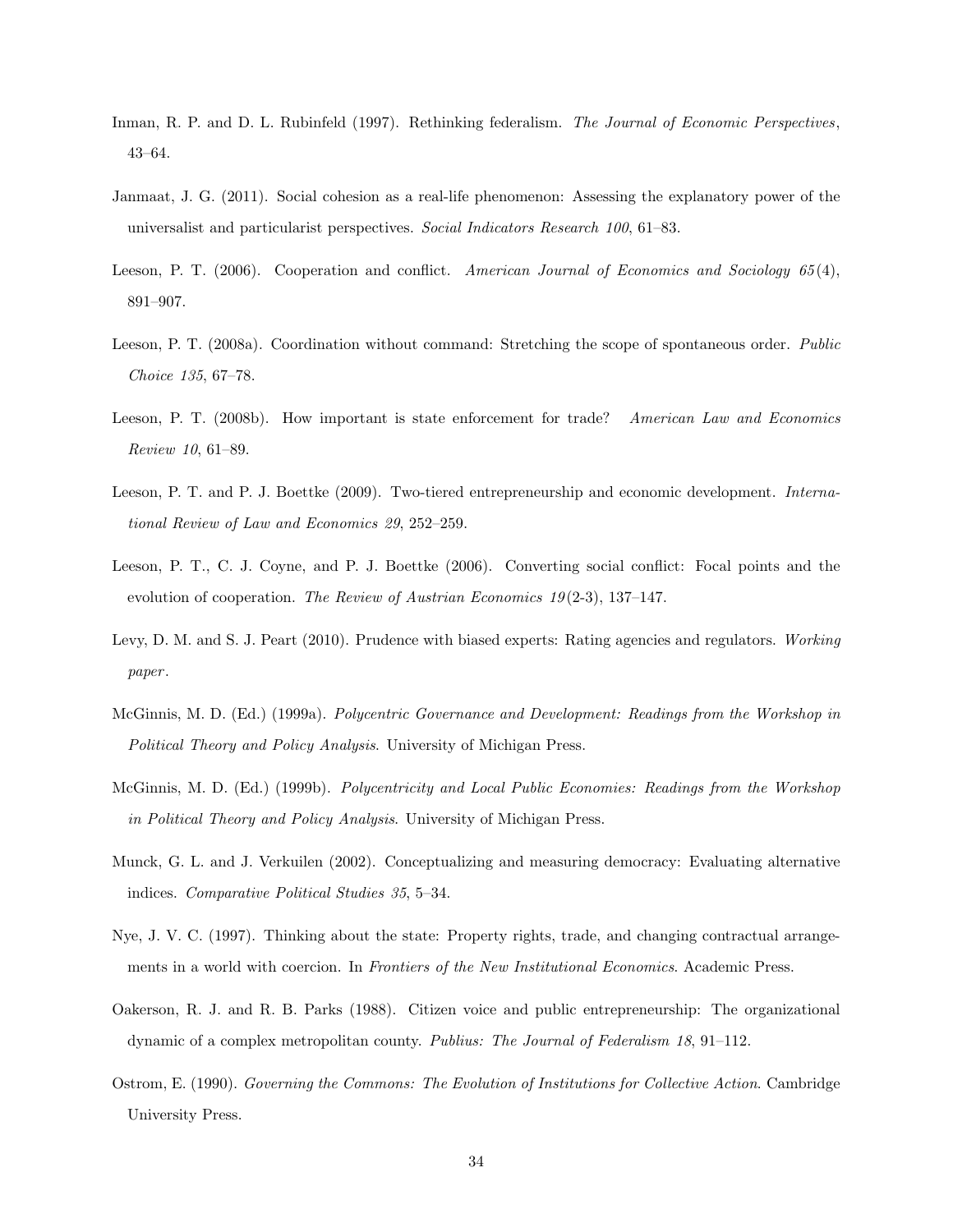Inman, R. P. and D. L. Rubinfeld (1997). Rethinking federalism. *The Journal of Economic Perspectives*, 43–64.

Janmaat, J. G. (2011). Social cohesion as a real-life phenomenon: Assessing the explanatory power of the universalist and particularist perspectives. *Social Indicators Research 100*, 61–83.

Leeson, P. T. (2006). Cooperation and conflict. *American Journal of Economics and Sociology 65*(4), 891–907.

Leeson, P. T. (2008a). Coordination without command: Stretching the scope of spontaneous order. *Public Choice 135*, 67–78.

Leeson, P. T. (2008b). How important is state enforcement for trade? *American Law and Economics Review 10*, 61–89.

Leeson, P. T. and P. J. Boettke (2009). Two-tiered entrepreneurship and economic development. *International Review of Law and Economics 29*, 252–259.

Leeson, P. T., C. J. Coyne, and P. J. Boettke (2006). Converting social conflict: Focal points and the evolution of cooperation. *The Review of Austrian Economics 19*(2-3), 137–147.

Levy, D. M. and S. J. Peart (2010). Prudence with biased experts: Rating agencies and regulators. *Working paper*.

McGinnis, M. D. (Ed.) (1999a). *Polycentric Governance and Development: Readings from the Workshop in Political Theory and Policy Analysis*. University of Michigan Press.

McGinnis, M. D. (Ed.) (1999b). *Polycentricity and Local Public Economies: Readings from the Workshop in Political Theory and Policy Analysis*. University of Michigan Press.

Munck, G. L. and J. Verkuilen (2002). Conceptualizing and measuring democracy: Evaluating alternative indices. *Comparative Political Studies 35*, 5–34.

Nye, J. V. C. (1997). Thinking about the state: Property rights, trade, and changing contractual arrangements in a world with coercion. In *Frontiers of the New Institutional Economics*. Academic Press.

Oakerson, R. J. and R. B. Parks (1988). Citizen voice and public entrepreneurship: The organizational dynamic of a complex metropolitan county. *Publius: The Journal of Federalism 18*, 91–112.

Ostrom, E. (1990). *Governing the Commons: The Evolution of Institutions for Collective Action*. Cambridge University Press.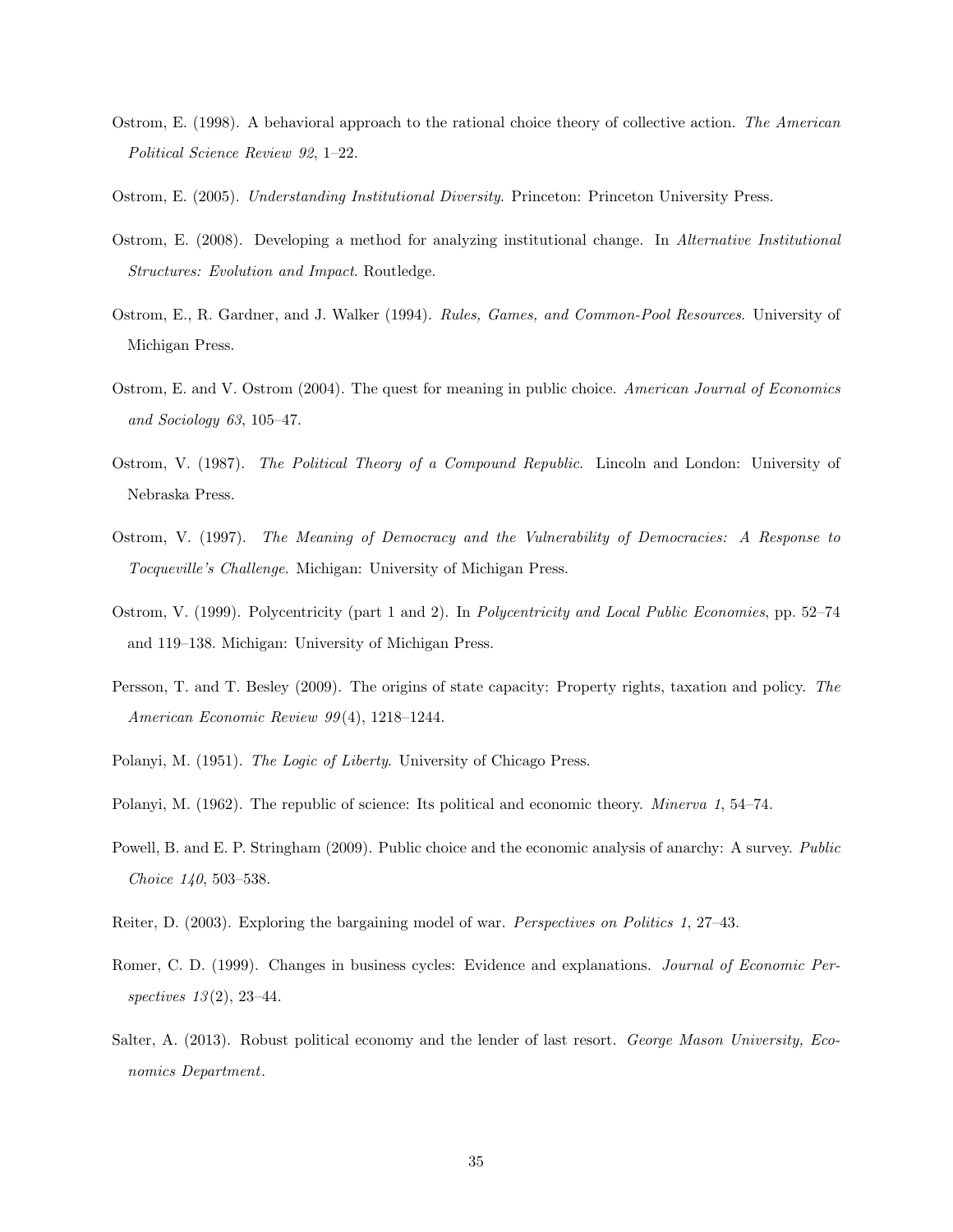Ostrom, E. (1998). A behavioral approach to the rational choice theory of collective action. *The American Political Science Review 92*, 1–22.

Ostrom, E. (2005). *Understanding Institutional Diversity*. Princeton: Princeton University Press.

Ostrom, E. (2008). Developing a method for analyzing institutional change. In *Alternative Institutional Structures: Evolution and Impact*. Routledge.

Ostrom, E., R. Gardner, and J. Walker (1994). *Rules, Games, and Common-Pool Resources*. University of Michigan Press.

Ostrom, E. and V. Ostrom (2004). The quest for meaning in public choice. *American Journal of Economics and Sociology 63*, 105–47.

Ostrom, V. (1987). *The Political Theory of a Compound Republic*. Lincoln and London: University of Nebraska Press.

Ostrom, V. (1997). *The Meaning of Democracy and the Vulnerability of Democracies: A Response to Tocqueville's Challenge*. Michigan: University of Michigan Press.

Ostrom, V. (1999). Polycentricity (part 1 and 2). In *Polycentricity and Local Public Economies*, pp. 52–74 and 119–138. Michigan: University of Michigan Press.

Persson, T. and T. Besley (2009). The origins of state capacity: Property rights, taxation and policy. *The American Economic Review 99*(4), 1218–1244.

Polanyi, M. (1951). *The Logic of Liberty*. University of Chicago Press.

Polanyi, M. (1962). The republic of science: Its political and economic theory. *Minerva 1*, 54–74.

Powell, B. and E. P. Stringham (2009). Public choice and the economic analysis of anarchy: A survey. *Public Choice 140*, 503–538.

Reiter, D. (2003). Exploring the bargaining model of war. *Perspectives on Politics 1*, 27–43.

Romer, C. D. (1999). Changes in business cycles: Evidence and explanations. *Journal of Economic Perspectives 13*(2), 23–44.

Salter, A. (2013). Robust political economy and the lender of last resort. *George Mason University, Economics Department*.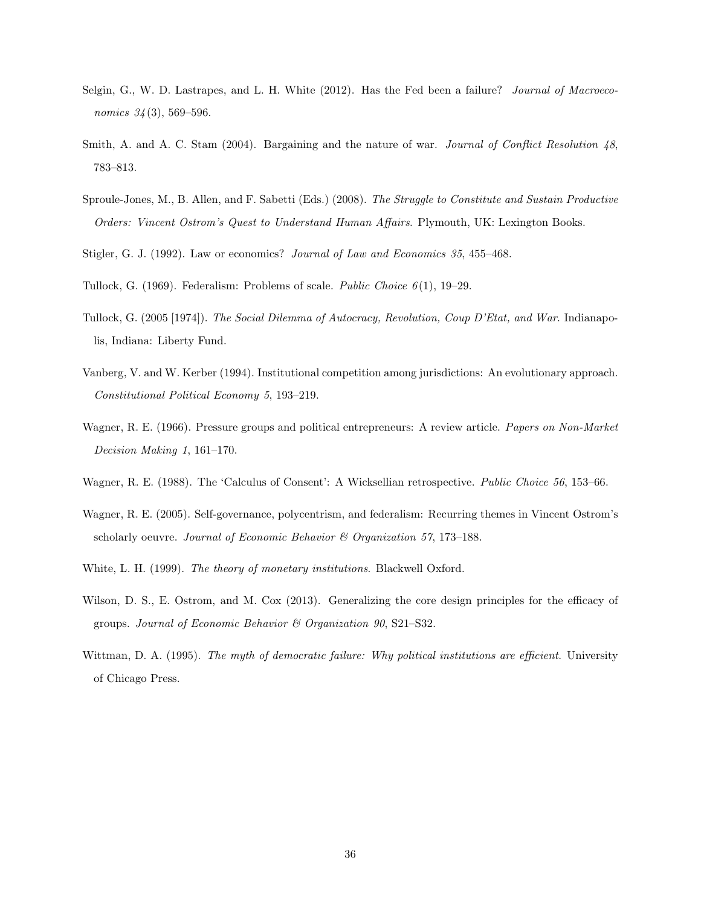Selgin, G., W. D. Lastrapes, and L. H. White (2012). Has the Fed been a failure? *Journal of Macroeconomics 34*(3), 569–596.

Smith, A. and A. C. Stam (2004). Bargaining and the nature of war. *Journal of Conflict Resolution 48*, 783–813.

Sproule-Jones, M., B. Allen, and F. Sabetti (Eds.) (2008). *The Struggle to Constitute and Sustain Productive Orders: Vincent Ostrom's Quest to Understand Human Affairs*. Plymouth, UK: Lexington Books.

Stigler, G. J. (1992). Law or economics? *Journal of Law and Economics 35*, 455–468.

Tullock, G. (1969). Federalism: Problems of scale. *Public Choice 6*(1), 19–29.

Tullock, G. (2005 [1974]). *The Social Dilemma of Autocracy, Revolution, Coup D'Etat, and War*. Indianapolis, Indiana: Liberty Fund.

Vanberg, V. and W. Kerber (1994). Institutional competition among jurisdictions: An evolutionary approach. *Constitutional Political Economy 5*, 193–219.

Wagner, R. E. (1966). Pressure groups and political entrepreneurs: A review article. *Papers on Non-Market Decision Making 1*, 161–170.

Wagner, R. E. (1988). The 'Calculus of Consent': A Wicksellian retrospective. *Public Choice 56*, 153–66.

Wagner, R. E. (2005). Self-governance, polycentrism, and federalism: Recurring themes in Vincent Ostrom's scholarly oeuvre. *Journal of Economic Behavior & Organization 57*, 173–188.

White, L. H. (1999). *The theory of monetary institutions*. Blackwell Oxford.

Wilson, D. S., E. Ostrom, and M. Cox (2013). Generalizing the core design principles for the efficacy of groups. *Journal of Economic Behavior & Organization 90*, S21–S32.

Wittman, D. A. (1995). *The myth of democratic failure: Why political institutions are efficient*. University of Chicago Press.